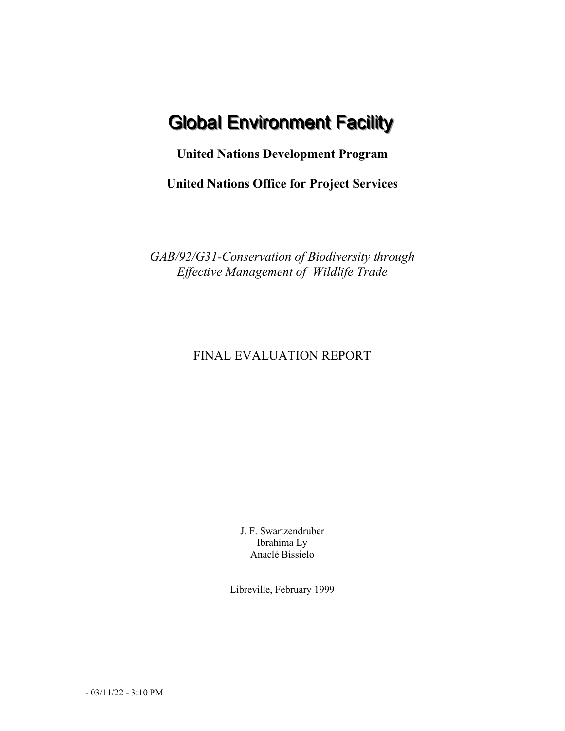# Global Environment Facility

**United Nations Development Program**

**United Nations Office for Project Services**

*GAB/92/G31-Conservation of Biodiversity through Effective Management of Wildlife Trade*

FINAL EVALUATION REPORT

J. F. Swartzendruber
Ibrahima Ly
Anaclé Bissielo

Libreville, February 1999

- 03/11/22 - 3:10 PM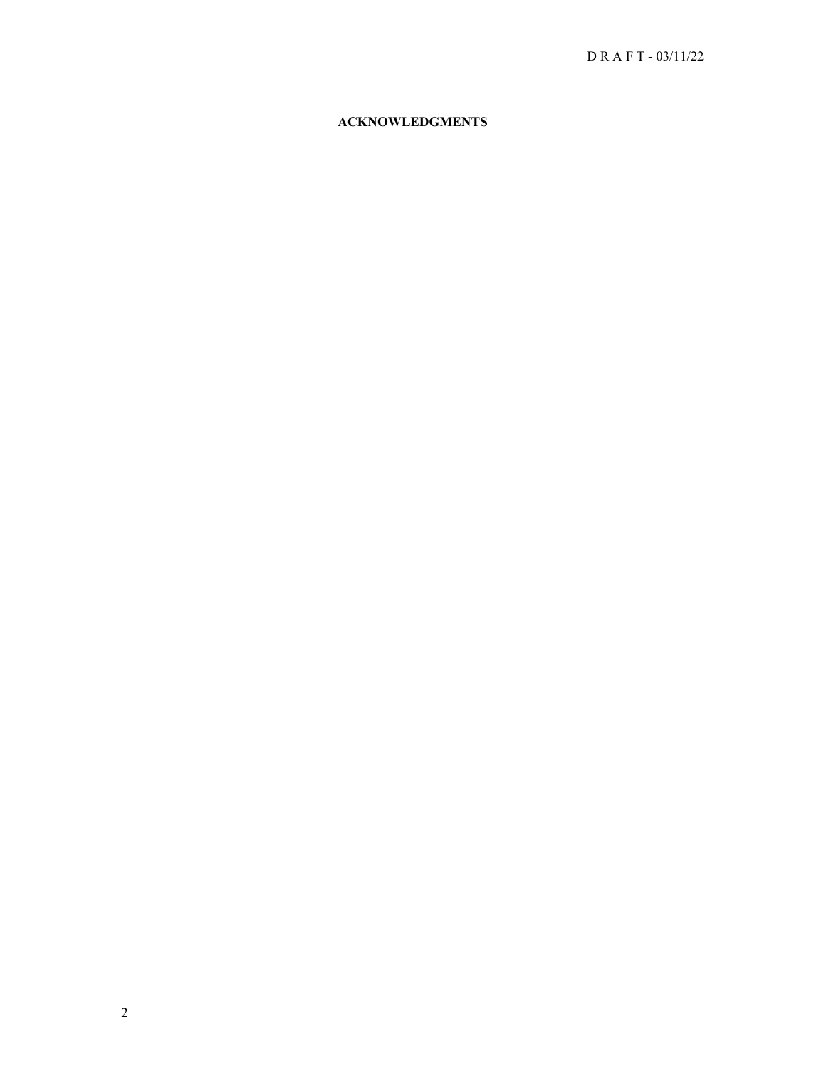## ACKNOWLEDGMENTS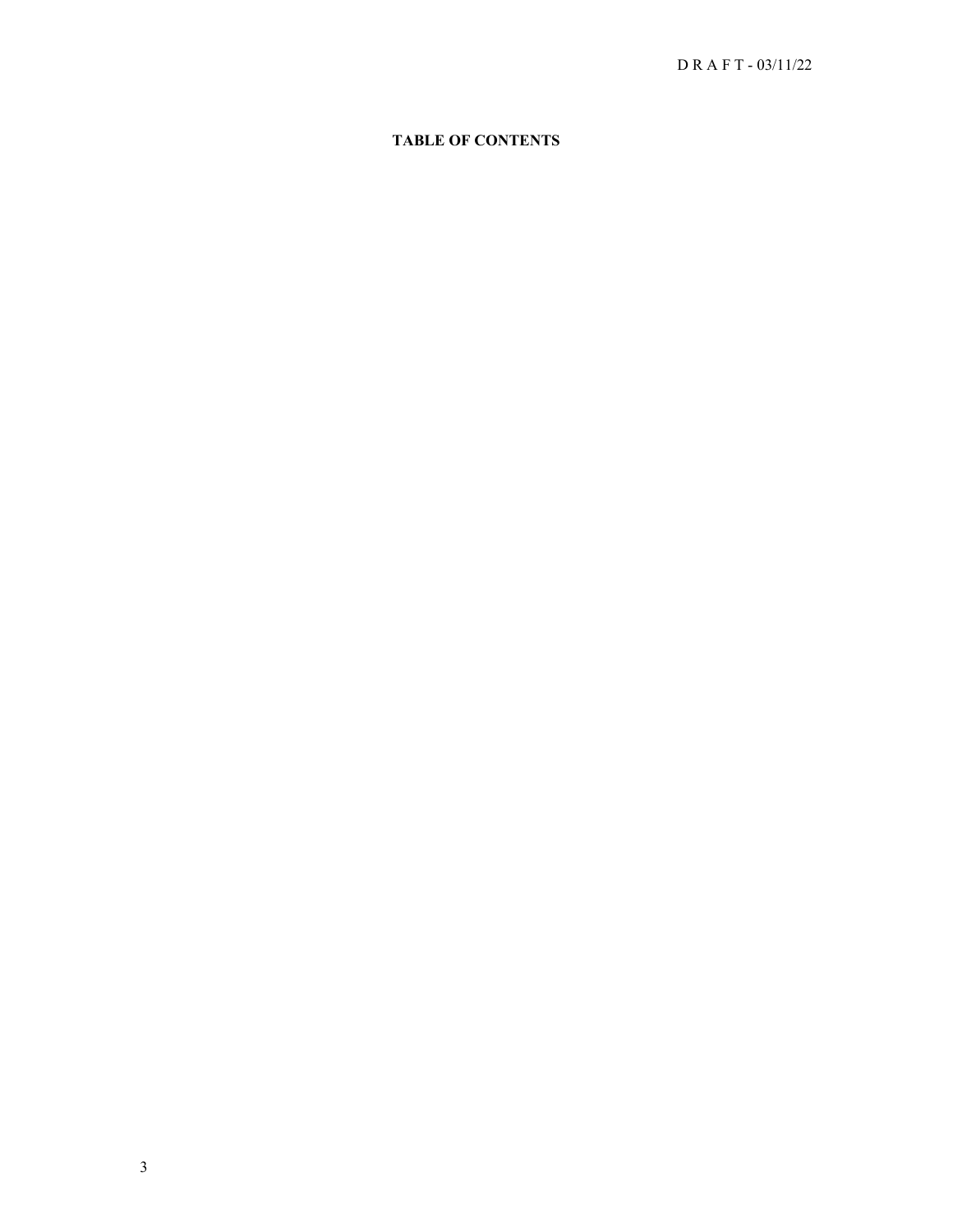**TABLE OF CONTENTS**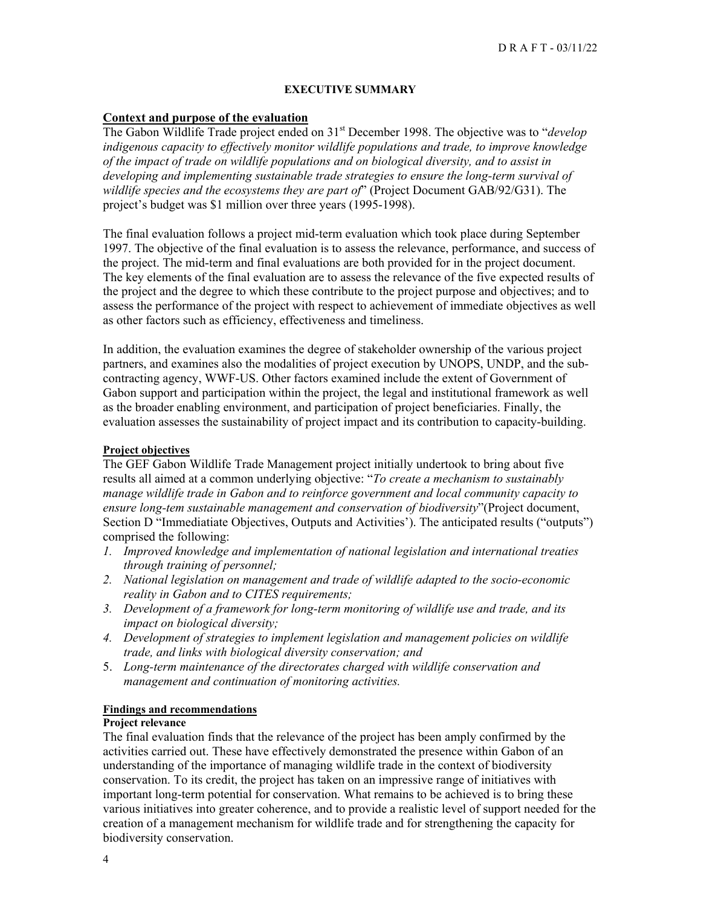## EXECUTIVE SUMMARY

### Context and purpose of the evaluation

The Gabon Wildlife Trade project ended on 31st December 1998. The objective was to "*develop indigenous capacity to effectively monitor wildlife populations and trade, to improve knowledge of the impact of trade on wildlife populations and on biological diversity, and to assist in developing and implementing sustainable trade strategies to ensure the long-term survival of wildlife species and the ecosystems they are part of*" (Project Document GAB/92/G31). The project's budget was $1 million over three years (1995-1998).

The final evaluation follows a project mid-term evaluation which took place during September 1997. The objective of the final evaluation is to assess the relevance, performance, and success of the project. The mid-term and final evaluations are both provided for in the project document. The key elements of the final evaluation are to assess the relevance of the five expected results of the project and the degree to which these contribute to the project purpose and objectives; and to assess the performance of the project with respect to achievement of immediate objectives as well as other factors such as efficiency, effectiveness and timeliness.

In addition, the evaluation examines the degree of stakeholder ownership of the various project partners, and examines also the modalities of project execution by UNOPS, UNDP, and the sub-contracting agency, WWF-US. Other factors examined include the extent of Government of Gabon support and participation within the project, the legal and institutional framework as well as the broader enabling environment, and participation of project beneficiaries. Finally, the evaluation assesses the sustainability of project impact and its contribution to capacity-building.

#### Project objectives

The GEF Gabon Wildlife Trade Management project initially undertook to bring about five results all aimed at a common underlying objective: "*To create a mechanism to sustainably manage wildlife trade in Gabon and to reinforce government and local community capacity to ensure long-tem sustainable management and conservation of biodiversity*"(Project document, Section D "Immediatiate Objectives, Outputs and Activities'). The anticipated results ("outputs") comprised the following:

1. *Improved knowledge and implementation of national legislation and international treaties through training of personnel;*
2. *National legislation on management and trade of wildlife adapted to the socio-economic reality in Gabon and to CITES requirements;*
3. *Development of a framework for long-term monitoring of wildlife use and trade, and its impact on biological diversity;*
4. *Development of strategies to implement legislation and management policies on wildlife trade, and links with biological diversity conservation; and*
5. *Long-term maintenance of the directorates charged with wildlife conservation and management and continuation of monitoring activities.*

#### Findings and recommendations

**Project relevance**

The final evaluation finds that the relevance of the project has been amply confirmed by the activities carried out. These have effectively demonstrated the presence within Gabon of an understanding of the importance of managing wildlife trade in the context of biodiversity conservation. To its credit, the project has taken on an impressive range of initiatives with important long-term potential for conservation. What remains to be achieved is to bring these various initiatives into greater coherence, and to provide a realistic level of support needed for the creation of a management mechanism for wildlife trade and for strengthening the capacity for biodiversity conservation.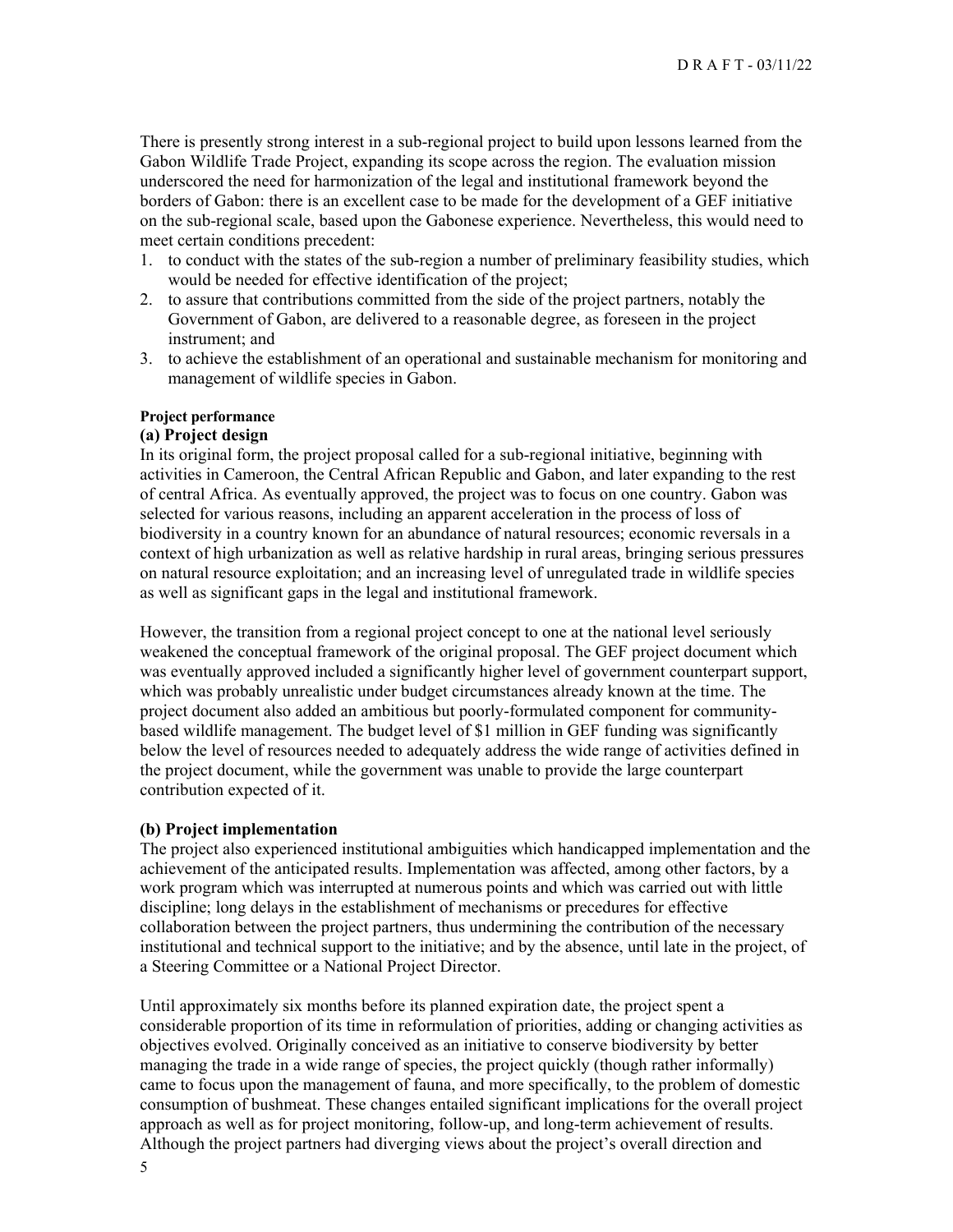There is presently strong interest in a sub-regional project to build upon lessons learned from the Gabon Wildlife Trade Project, expanding its scope across the region. The evaluation mission underscored the need for harmonization of the legal and institutional framework beyond the borders of Gabon: there is an excellent case to be made for the development of a GEF initiative on the sub-regional scale, based upon the Gabonese experience. Nevertheless, this would need to meet certain conditions precedent:

1. to conduct with the states of the sub-region a number of preliminary feasibility studies, which would be needed for effective identification of the project;
2. to assure that contributions committed from the side of the project partners, notably the Government of Gabon, are delivered to a reasonable degree, as foreseen in the project instrument; and
3. to achieve the establishment of an operational and sustainable mechanism for monitoring and management of wildlife species in Gabon.

#### Project performance

### (a) Project design

In its original form, the project proposal called for a sub-regional initiative, beginning with activities in Cameroon, the Central African Republic and Gabon, and later expanding to the rest of central Africa. As eventually approved, the project was to focus on one country. Gabon was selected for various reasons, including an apparent acceleration in the process of loss of biodiversity in a country known for an abundance of natural resources; economic reversals in a context of high urbanization as well as relative hardship in rural areas, bringing serious pressures on natural resource exploitation; and an increasing level of unregulated trade in wildlife species as well as significant gaps in the legal and institutional framework.

However, the transition from a regional project concept to one at the national level seriously weakened the conceptual framework of the original proposal. The GEF project document which was eventually approved included a significantly higher level of government counterpart support, which was probably unrealistic under budget circumstances already known at the time. The project document also added an ambitious but poorly-formulated component for community-based wildlife management. The budget level of $1 million in GEF funding was significantly below the level of resources needed to adequately address the wide range of activities defined in the project document, while the government was unable to provide the large counterpart contribution expected of it.

### (b) Project implementation

The project also experienced institutional ambiguities which handicapped implementation and the achievement of the anticipated results. Implementation was affected, among other factors, by a work program which was interrupted at numerous points and which was carried out with little discipline; long delays in the establishment of mechanisms or precedures for effective collaboration between the project partners, thus undermining the contribution of the necessary institutional and technical support to the initiative; and by the absence, until late in the project, of a Steering Committee or a National Project Director.

Until approximately six months before its planned expiration date, the project spent a considerable proportion of its time in reformulation of priorities, adding or changing activities as objectives evolved. Originally conceived as an initiative to conserve biodiversity by better managing the trade in a wide range of species, the project quickly (though rather informally) came to focus upon the management of fauna, and more specifically, to the problem of domestic consumption of bushmeat. These changes entailed significant implications for the overall project approach as well as for project monitoring, follow-up, and long-term achievement of results. Although the project partners had diverging views about the project's overall direction and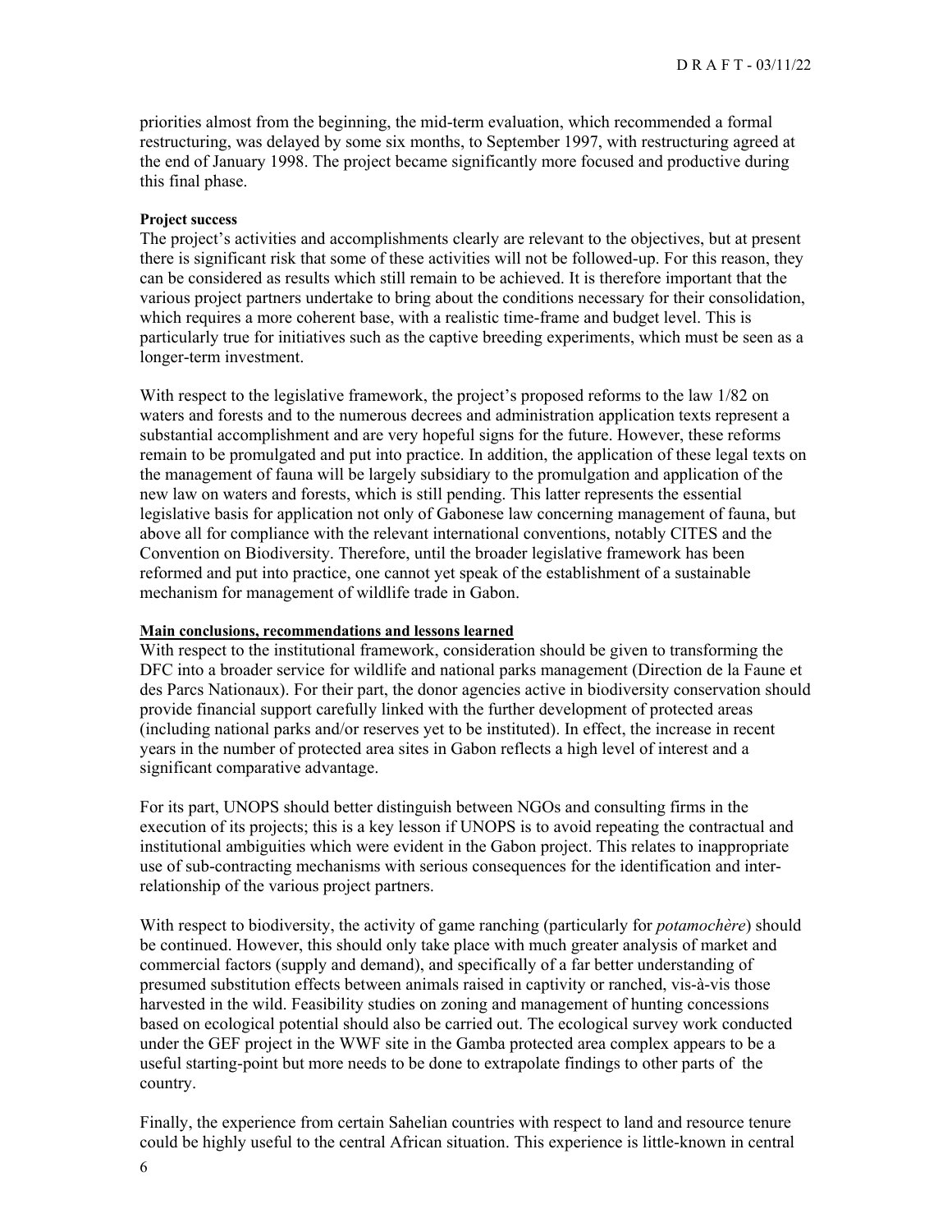priorities almost from the beginning, the mid-term evaluation, which recommended a formal restructuring, was delayed by some six months, to September 1997, with restructuring agreed at the end of January 1998. The project became significantly more focused and productive during this final phase.

**Project success**

The project's activities and accomplishments clearly are relevant to the objectives, but at present there is significant risk that some of these activities will not be followed-up. For this reason, they can be considered as results which still remain to be achieved. It is therefore important that the various project partners undertake to bring about the conditions necessary for their consolidation, which requires a more coherent base, with a realistic time-frame and budget level. This is particularly true for initiatives such as the captive breeding experiments, which must be seen as a longer-term investment.

With respect to the legislative framework, the project's proposed reforms to the law 1/82 on waters and forests and to the numerous decrees and administration application texts represent a substantial accomplishment and are very hopeful signs for the future. However, these reforms remain to be promulgated and put into practice. In addition, the application of these legal texts on the management of fauna will be largely subsidiary to the promulgation and application of the new law on waters and forests, which is still pending. This latter represents the essential legislative basis for application not only of Gabonese law concerning management of fauna, but above all for compliance with the relevant international conventions, notably CITES and the Convention on Biodiversity. Therefore, until the broader legislative framework has been reformed and put into practice, one cannot yet speak of the establishment of a sustainable mechanism for management of wildlife trade in Gabon.

**Main conclusions, recommendations and lessons learned**

With respect to the institutional framework, consideration should be given to transforming the DFC into a broader service for wildlife and national parks management (Direction de la Faune et des Parcs Nationaux). For their part, the donor agencies active in biodiversity conservation should provide financial support carefully linked with the further development of protected areas (including national parks and/or reserves yet to be instituted). In effect, the increase in recent years in the number of protected area sites in Gabon reflects a high level of interest and a significant comparative advantage.

For its part, UNOPS should better distinguish between NGOs and consulting firms in the execution of its projects; this is a key lesson if UNOPS is to avoid repeating the contractual and institutional ambiguities which were evident in the Gabon project. This relates to inappropriate use of sub-contracting mechanisms with serious consequences for the identification and inter-relationship of the various project partners.

With respect to biodiversity, the activity of game ranching (particularly for *potamochère*) should be continued. However, this should only take place with much greater analysis of market and commercial factors (supply and demand), and specifically of a far better understanding of presumed substitution effects between animals raised in captivity or ranched, vis-à-vis those harvested in the wild. Feasibility studies on zoning and management of hunting concessions based on ecological potential should also be carried out. The ecological survey work conducted under the GEF project in the WWF site in the Gamba protected area complex appears to be a useful starting-point but more needs to be done to extrapolate findings to other parts of the country.

Finally, the experience from certain Sahelian countries with respect to land and resource tenure could be highly useful to the central African situation. This experience is little-known in central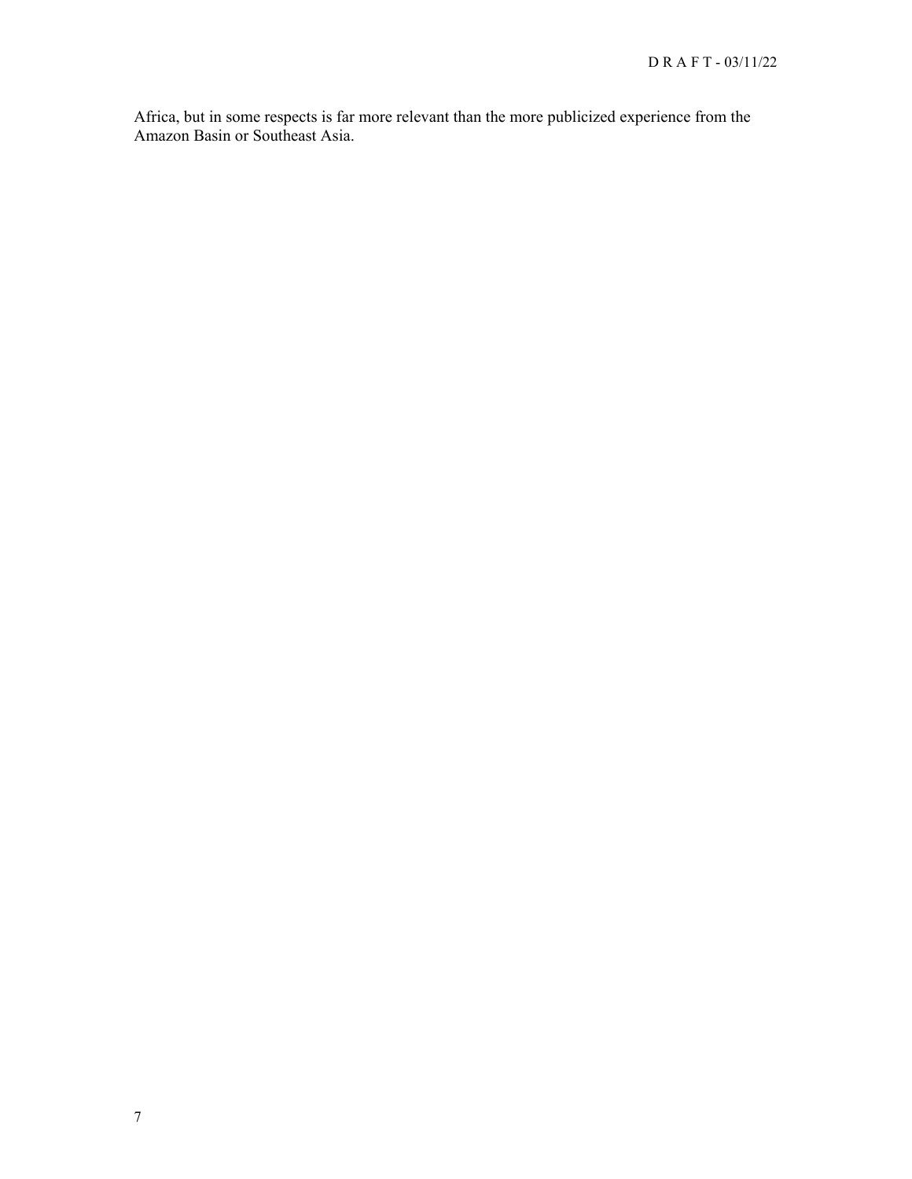Africa, but in some respects is far more relevant than the more publicized experience from the Amazon Basin or Southeast Asia.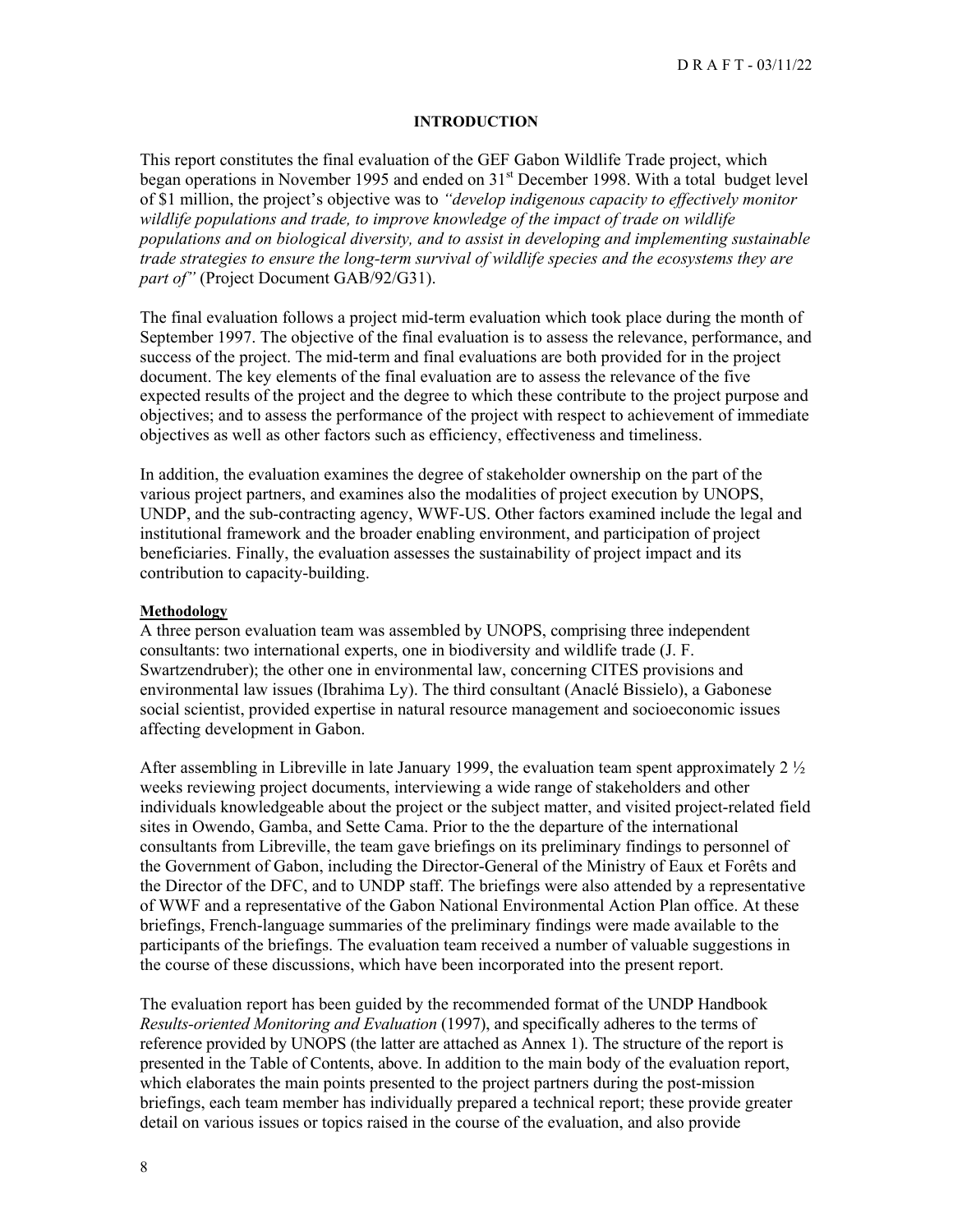# INTRODUCTION

This report constitutes the final evaluation of the GEF Gabon Wildlife Trade project, which began operations in November 1995 and ended on 31st December 1998. With a total budget level of $1 million, the project's objective was to *"develop indigenous capacity to effectively monitor wildlife populations and trade, to improve knowledge of the impact of trade on wildlife populations and on biological diversity, and to assist in developing and implementing sustainable trade strategies to ensure the long-term survival of wildlife species and the ecosystems they are part of"* (Project Document GAB/92/G31).

The final evaluation follows a project mid-term evaluation which took place during the month of September 1997. The objective of the final evaluation is to assess the relevance, performance, and success of the project. The mid-term and final evaluations are both provided for in the project document. The key elements of the final evaluation are to assess the relevance of the five expected results of the project and the degree to which these contribute to the project purpose and objectives; and to assess the performance of the project with respect to achievement of immediate objectives as well as other factors such as efficiency, effectiveness and timeliness.

In addition, the evaluation examines the degree of stakeholder ownership on the part of the various project partners, and examines also the modalities of project execution by UNOPS, UNDP, and the sub-contracting agency, WWF-US. Other factors examined include the legal and institutional framework and the broader enabling environment, and participation of project beneficiaries. Finally, the evaluation assesses the sustainability of project impact and its contribution to capacity-building.

**Methodology**

A three person evaluation team was assembled by UNOPS, comprising three independent consultants: two international experts, one in biodiversity and wildlife trade (J. F. Swartzendruber); the other one in environmental law, concerning CITES provisions and environmental law issues (Ibrahima Ly). The third consultant (Anaclé Bissielo), a Gabonese social scientist, provided expertise in natural resource management and socioeconomic issues affecting development in Gabon.

After assembling in Libreville in late January 1999, the evaluation team spent approximately 2 ½ weeks reviewing project documents, interviewing a wide range of stakeholders and other individuals knowledgeable about the project or the subject matter, and visited project-related field sites in Owendo, Gamba, and Sette Cama. Prior to the the departure of the international consultants from Libreville, the team gave briefings on its preliminary findings to personnel of the Government of Gabon, including the Director-General of the Ministry of Eaux et Forêts and the Director of the DFC, and to UNDP staff. The briefings were also attended by a representative of WWF and a representative of the Gabon National Environmental Action Plan office. At these briefings, French-language summaries of the preliminary findings were made available to the participants of the briefings. The evaluation team received a number of valuable suggestions in the course of these discussions, which have been incorporated into the present report.

The evaluation report has been guided by the recommended format of the UNDP Handbook *Results-oriented Monitoring and Evaluation* (1997), and specifically adheres to the terms of reference provided by UNOPS (the latter are attached as Annex 1). The structure of the report is presented in the Table of Contents, above. In addition to the main body of the evaluation report, which elaborates the main points presented to the project partners during the post-mission briefings, each team member has individually prepared a technical report; these provide greater detail on various issues or topics raised in the course of the evaluation, and also provide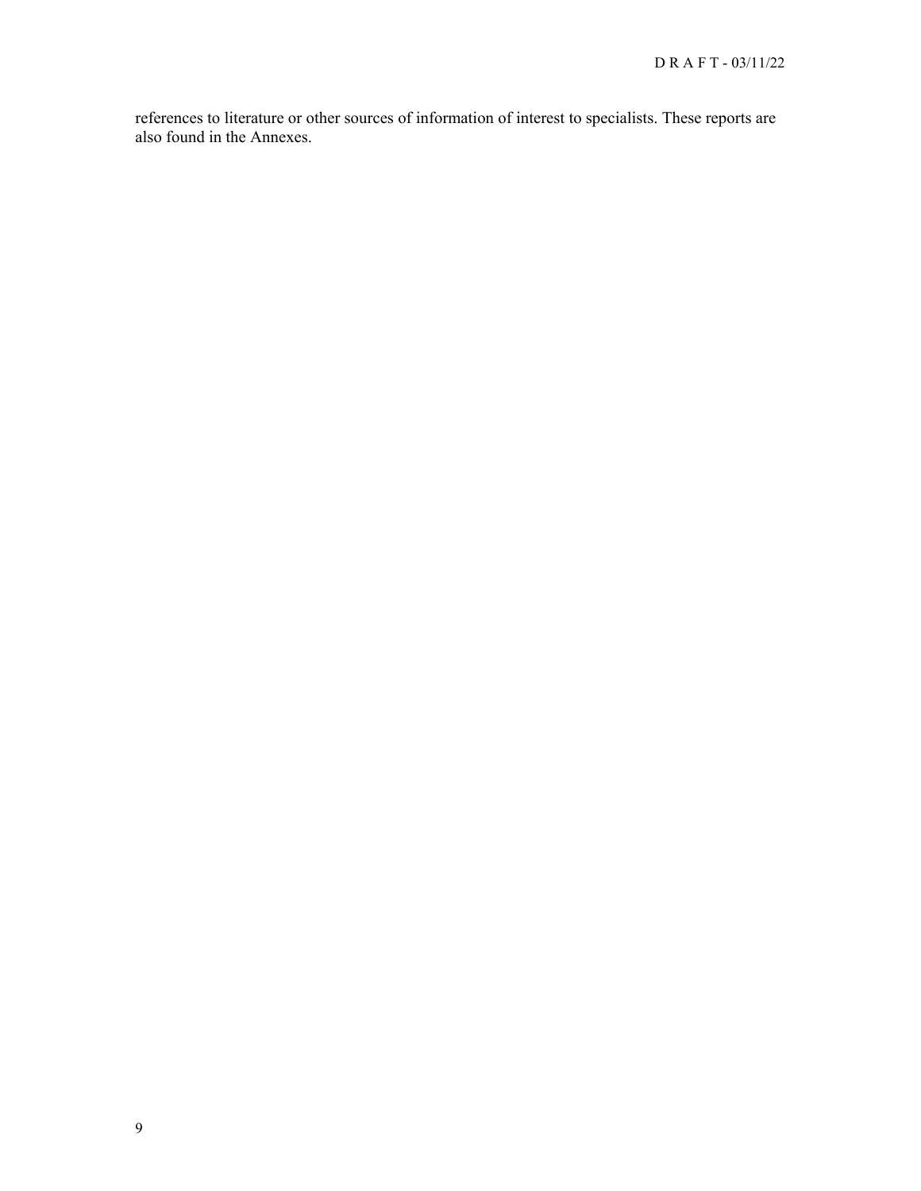references to literature or other sources of information of interest to specialists. These reports are also found in the Annexes.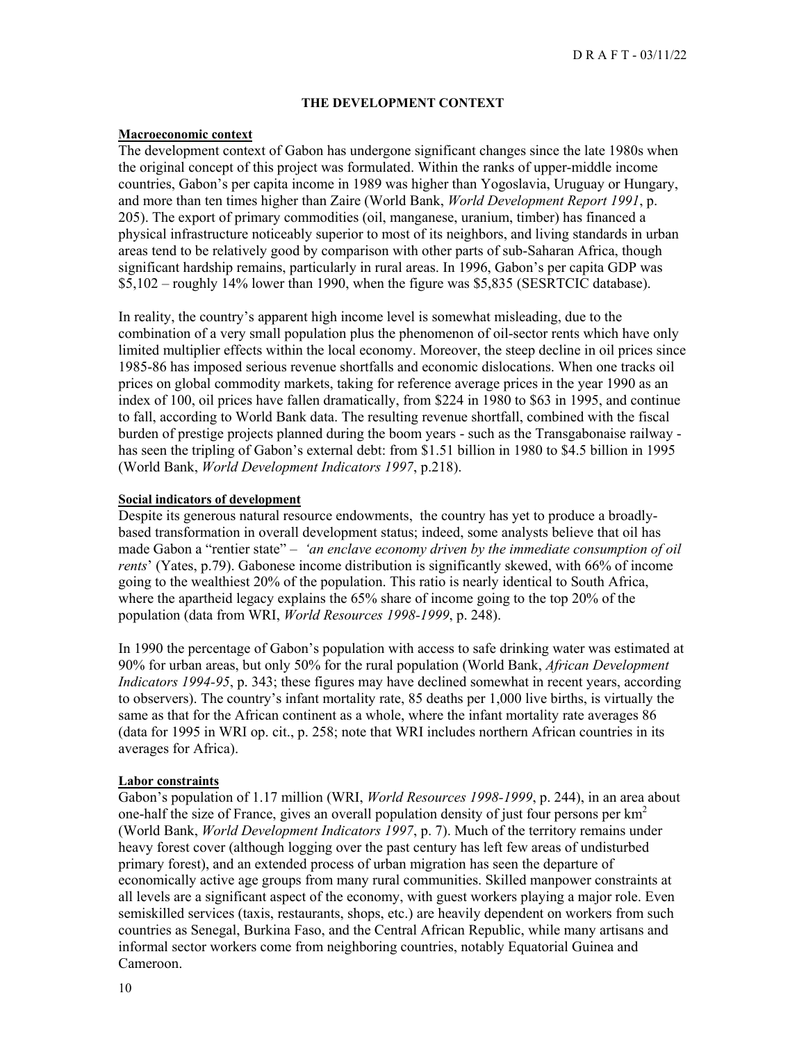## THE DEVELOPMENT CONTEXT

**Macroeconomic context**

The development context of Gabon has undergone significant changes since the late 1980s when the original concept of this project was formulated. Within the ranks of upper-middle income countries, Gabon's per capita income in 1989 was higher than Yogoslavia, Uruguay or Hungary, and more than ten times higher than Zaire (World Bank, *World Development Report 1991*, p. 205). The export of primary commodities (oil, manganese, uranium, timber) has financed a physical infrastructure noticeably superior to most of its neighbors, and living standards in urban areas tend to be relatively good by comparison with other parts of sub-Saharan Africa, though significant hardship remains, particularly in rural areas. In 1996, Gabon's per capita GDP was $5,102 – roughly 14% lower than 1990, when the figure was $5,835 (SESRTCIC database).

In reality, the country's apparent high income level is somewhat misleading, due to the combination of a very small population plus the phenomenon of oil-sector rents which have only limited multiplier effects within the local economy. Moreover, the steep decline in oil prices since 1985-86 has imposed serious revenue shortfalls and economic dislocations. When one tracks oil prices on global commodity markets, taking for reference average prices in the year 1990 as an index of 100, oil prices have fallen dramatically, from $224 in 1980 to $63 in 1995, and continue to fall, according to World Bank data. The resulting revenue shortfall, combined with the fiscal burden of prestige projects planned during the boom years - such as the Transgabonaise railway - has seen the tripling of Gabon's external debt: from $1.51 billion in 1980 to $4.5 billion in 1995 (World Bank, *World Development Indicators 1997*, p.218).

**Social indicators of development**

Despite its generous natural resource endowments, the country has yet to produce a broadly-based transformation in overall development status; indeed, some analysts believe that oil has made Gabon a "rentier state" – *'an enclave economy driven by the immediate consumption of oil rents*' (Yates, p.79). Gabonese income distribution is significantly skewed, with 66% of income going to the wealthiest 20% of the population. This ratio is nearly identical to South Africa, where the apartheid legacy explains the 65% share of income going to the top 20% of the population (data from WRI, *World Resources 1998-1999*, p. 248).

In 1990 the percentage of Gabon's population with access to safe drinking water was estimated at 90% for urban areas, but only 50% for the rural population (World Bank, *African Development Indicators 1994-95*, p. 343; these figures may have declined somewhat in recent years, according to observers). The country's infant mortality rate, 85 deaths per 1,000 live births, is virtually the same as that for the African continent as a whole, where the infant mortality rate averages 86 (data for 1995 in WRI op. cit., p. 258; note that WRI includes northern African countries in its averages for Africa).

**Labor constraints**

Gabon's population of 1.17 million (WRI, *World Resources 1998-1999*, p. 244), in an area about one-half the size of France, gives an overall population density of just four persons per km$^2$ (World Bank, *World Development Indicators 1997*, p. 7). Much of the territory remains under heavy forest cover (although logging over the past century has left few areas of undisturbed primary forest), and an extended process of urban migration has seen the departure of economically active age groups from many rural communities. Skilled manpower constraints at all levels are a significant aspect of the economy, with guest workers playing a major role. Even semiskilled services (taxis, restaurants, shops, etc.) are heavily dependent on workers from such countries as Senegal, Burkina Faso, and the Central African Republic, while many artisans and informal sector workers come from neighboring countries, notably Equatorial Guinea and Cameroon.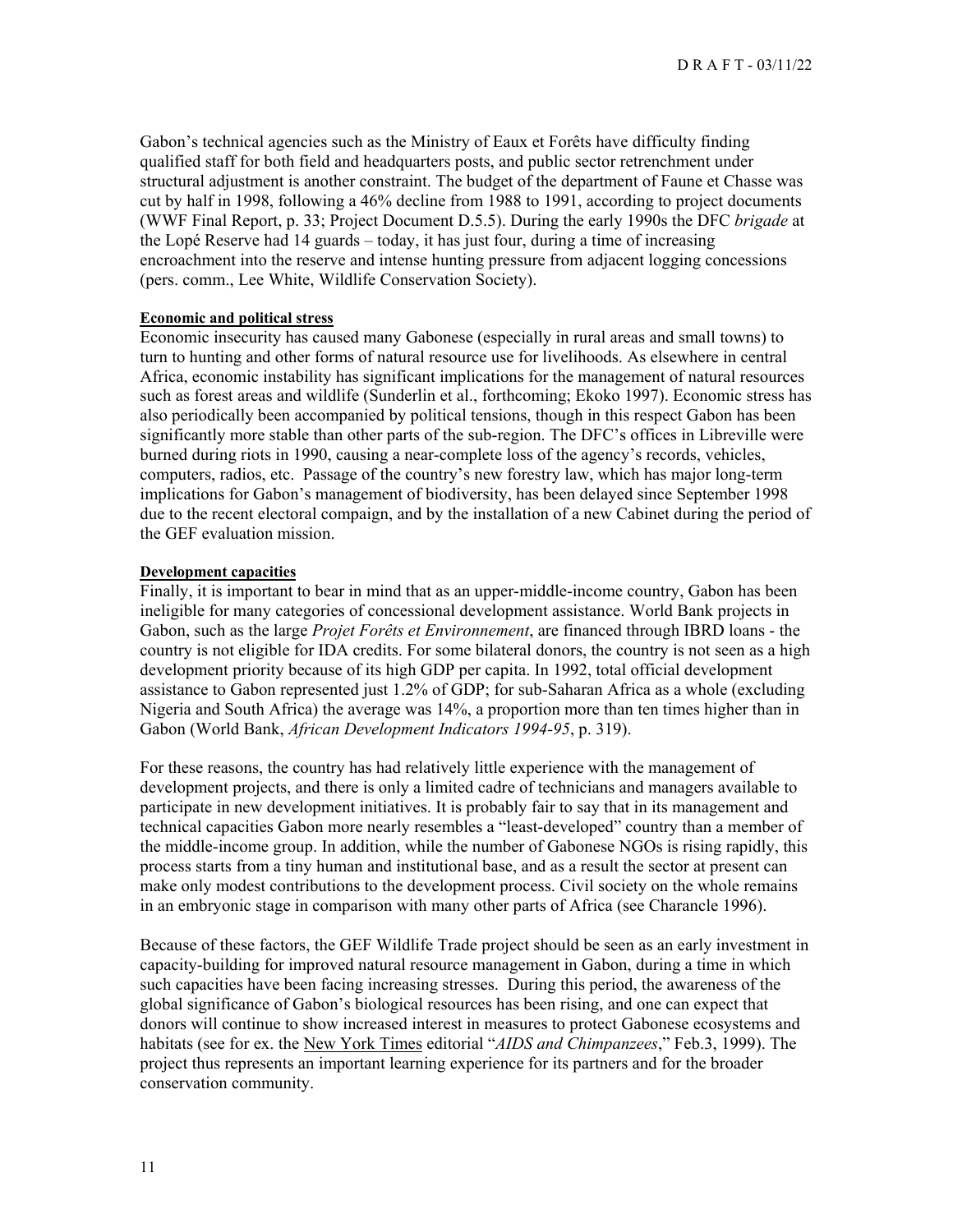Gabon's technical agencies such as the Ministry of Eaux et Forêts have difficulty finding qualified staff for both field and headquarters posts, and public sector retrenchment under structural adjustment is another constraint. The budget of the department of Faune et Chasse was cut by half in 1998, following a 46% decline from 1988 to 1991, according to project documents (WWF Final Report, p. 33; Project Document D.5.5). During the early 1990s the DFC *brigade* at the Lopé Reserve had 14 guards – today, it has just four, during a time of increasing encroachment into the reserve and intense hunting pressure from adjacent logging concessions (pers. comm., Lee White, Wildlife Conservation Society).

**Economic and political stress**

Economic insecurity has caused many Gabonese (especially in rural areas and small towns) to turn to hunting and other forms of natural resource use for livelihoods. As elsewhere in central Africa, economic instability has significant implications for the management of natural resources such as forest areas and wildlife (Sunderlin et al., forthcoming; Ekoko 1997). Economic stress has also periodically been accompanied by political tensions, though in this respect Gabon has been significantly more stable than other parts of the sub-region. The DFC's offices in Libreville were burned during riots in 1990, causing a near-complete loss of the agency's records, vehicles, computers, radios, etc. Passage of the country's new forestry law, which has major long-term implications for Gabon's management of biodiversity, has been delayed since September 1998 due to the recent electoral compaign, and by the installation of a new Cabinet during the period of the GEF evaluation mission.

**Development capacities**

Finally, it is important to bear in mind that as an upper-middle-income country, Gabon has been ineligible for many categories of concessional development assistance. World Bank projects in Gabon, such as the large *Projet Forêts et Environnement*, are financed through IBRD loans - the country is not eligible for IDA credits. For some bilateral donors, the country is not seen as a high development priority because of its high GDP per capita. In 1992, total official development assistance to Gabon represented just 1.2% of GDP; for sub-Saharan Africa as a whole (excluding Nigeria and South Africa) the average was 14%, a proportion more than ten times higher than in Gabon (World Bank, *African Development Indicators 1994-95*, p. 319).

For these reasons, the country has had relatively little experience with the management of development projects, and there is only a limited cadre of technicians and managers available to participate in new development initiatives. It is probably fair to say that in its management and technical capacities Gabon more nearly resembles a "least-developed" country than a member of the middle-income group. In addition, while the number of Gabonese NGOs is rising rapidly, this process starts from a tiny human and institutional base, and as a result the sector at present can make only modest contributions to the development process. Civil society on the whole remains in an embryonic stage in comparison with many other parts of Africa (see Charancle 1996).

Because of these factors, the GEF Wildlife Trade project should be seen as an early investment in capacity-building for improved natural resource management in Gabon, during a time in which such capacities have been facing increasing stresses. During this period, the awareness of the global significance of Gabon's biological resources has been rising, and one can expect that donors will continue to show increased interest in measures to protect Gabonese ecosystems and habitats (see for ex. the New York Times editorial "*AIDS and Chimpanzees*," Feb.3, 1999). The project thus represents an important learning experience for its partners and for the broader conservation community.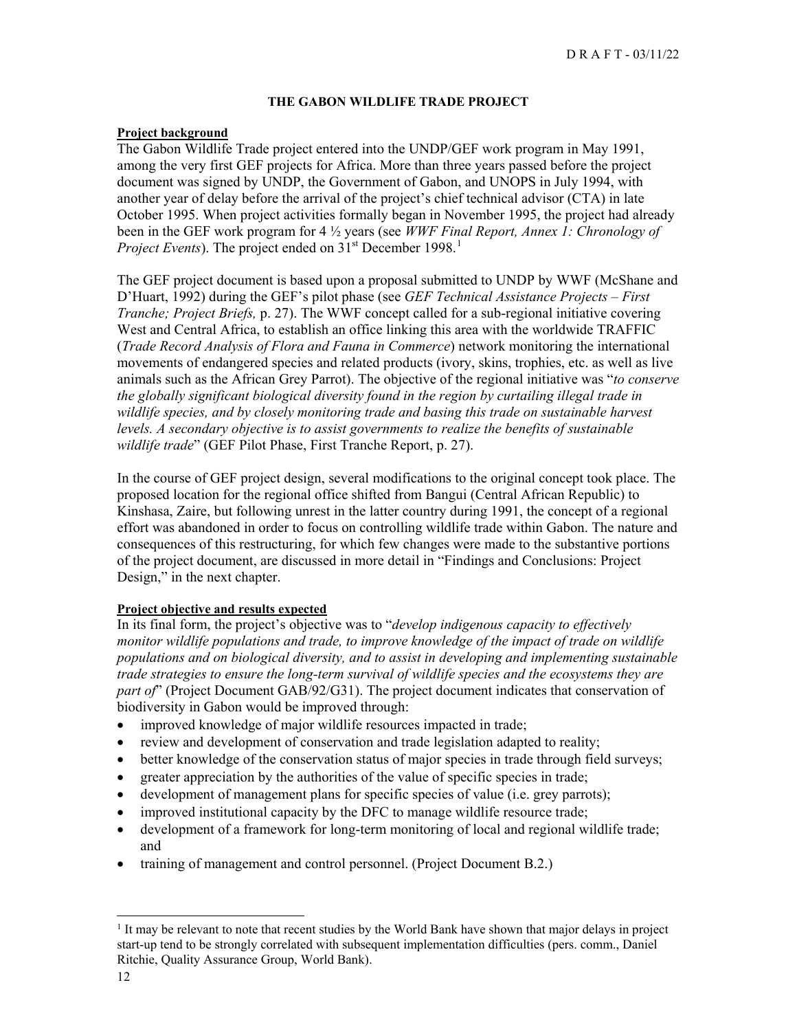## THE GABON WILDLIFE TRADE PROJECT

**Project background**

The Gabon Wildlife Trade project entered into the UNDP/GEF work program in May 1991, among the very first GEF projects for Africa. More than three years passed before the project document was signed by UNDP, the Government of Gabon, and UNOPS in July 1994, with another year of delay before the arrival of the project's chief technical advisor (CTA) in late October 1995. When project activities formally began in November 1995, the project had already been in the GEF work program for 4 ½ years (see *WWF Final Report, Annex 1: Chronology of Project Events*). The project ended on 31st December 1998.[1]

The GEF project document is based upon a proposal submitted to UNDP by WWF (McShane and D'Huart, 1992) during the GEF's pilot phase (see *GEF Technical Assistance Projects – First Tranche; Project Briefs,* p. 27). The WWF concept called for a sub-regional initiative covering West and Central Africa, to establish an office linking this area with the worldwide TRAFFIC (*Trade Record Analysis of Flora and Fauna in Commerce*) network monitoring the international movements of endangered species and related products (ivory, skins, trophies, etc. as well as live animals such as the African Grey Parrot). The objective of the regional initiative was "*to conserve the globally significant biological diversity found in the region by curtailing illegal trade in wildlife species, and by closely monitoring trade and basing this trade on sustainable harvest levels. A secondary objective is to assist governments to realize the benefits of sustainable wildlife trade*" (GEF Pilot Phase, First Tranche Report, p. 27).

In the course of GEF project design, several modifications to the original concept took place. The proposed location for the regional office shifted from Bangui (Central African Republic) to Kinshasa, Zaire, but following unrest in the latter country during 1991, the concept of a regional effort was abandoned in order to focus on controlling wildlife trade within Gabon. The nature and consequences of this restructuring, for which few changes were made to the substantive portions of the project document, are discussed in more detail in "Findings and Conclusions: Project Design," in the next chapter.

**Project objective and results expected**

In its final form, the project's objective was to "*develop indigenous capacity to effectively monitor wildlife populations and trade, to improve knowledge of the impact of trade on wildlife populations and on biological diversity, and to assist in developing and implementing sustainable trade strategies to ensure the long-term survival of wildlife species and the ecosystems they are part of*" (Project Document GAB/92/G31). The project document indicates that conservation of biodiversity in Gabon would be improved through:

- improved knowledge of major wildlife resources impacted in trade;
- review and development of conservation and trade legislation adapted to reality;
- better knowledge of the conservation status of major species in trade through field surveys;
- greater appreciation by the authorities of the value of specific species in trade;
- development of management plans for specific species of value (i.e. grey parrots);
- improved institutional capacity by the DFC to manage wildlife resource trade;
- development of a framework for long-term monitoring of local and regional wildlife trade; and
- training of management and control personnel. (Project Document B.2.)

---

[1] It may be relevant to note that recent studies by the World Bank have shown that major delays in project start-up tend to be strongly correlated with subsequent implementation difficulties (pers. comm., Daniel Ritchie, Quality Assurance Group, World Bank).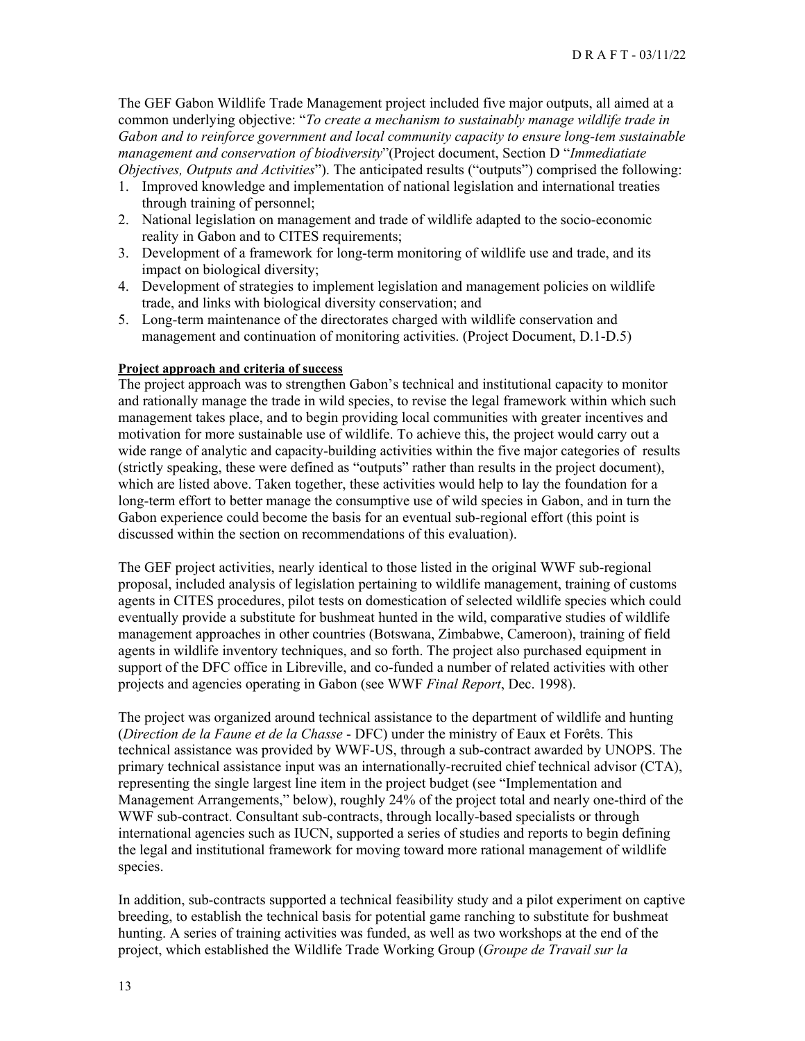The GEF Gabon Wildlife Trade Management project included five major outputs, all aimed at a common underlying objective: "*To create a mechanism to sustainably manage wildlife trade in Gabon and to reinforce government and local community capacity to ensure long-tem sustainable management and conservation of biodiversity*"(Project document, Section D "*Immediatiate Objectives, Outputs and Activities*"). The anticipated results ("outputs") comprised the following:

1. Improved knowledge and implementation of national legislation and international treaties through training of personnel;
2. National legislation on management and trade of wildlife adapted to the socio-economic reality in Gabon and to CITES requirements;
3. Development of a framework for long-term monitoring of wildlife use and trade, and its impact on biological diversity;
4. Development of strategies to implement legislation and management policies on wildlife trade, and links with biological diversity conservation; and
5. Long-term maintenance of the directorates charged with wildlife conservation and management and continuation of monitoring activities. (Project Document, D.1-D.5)

**Project approach and criteria of success**

The project approach was to strengthen Gabon's technical and institutional capacity to monitor and rationally manage the trade in wild species, to revise the legal framework within which such management takes place, and to begin providing local communities with greater incentives and motivation for more sustainable use of wildlife. To achieve this, the project would carry out a wide range of analytic and capacity-building activities within the five major categories of results (strictly speaking, these were defined as "outputs" rather than results in the project document), which are listed above. Taken together, these activities would help to lay the foundation for a long-term effort to better manage the consumptive use of wild species in Gabon, and in turn the Gabon experience could become the basis for an eventual sub-regional effort (this point is discussed within the section on recommendations of this evaluation).

The GEF project activities, nearly identical to those listed in the original WWF sub-regional proposal, included analysis of legislation pertaining to wildlife management, training of customs agents in CITES procedures, pilot tests on domestication of selected wildlife species which could eventually provide a substitute for bushmeat hunted in the wild, comparative studies of wildlife management approaches in other countries (Botswana, Zimbabwe, Cameroon), training of field agents in wildlife inventory techniques, and so forth. The project also purchased equipment in support of the DFC office in Libreville, and co-funded a number of related activities with other projects and agencies operating in Gabon (see WWF *Final Report*, Dec. 1998).

The project was organized around technical assistance to the department of wildlife and hunting (*Direction de la Faune et de la Chasse* - DFC) under the ministry of Eaux et Forêts. This technical assistance was provided by WWF-US, through a sub-contract awarded by UNOPS. The primary technical assistance input was an internationally-recruited chief technical advisor (CTA), representing the single largest line item in the project budget (see "Implementation and Management Arrangements," below), roughly 24% of the project total and nearly one-third of the WWF sub-contract. Consultant sub-contracts, through locally-based specialists or through international agencies such as IUCN, supported a series of studies and reports to begin defining the legal and institutional framework for moving toward more rational management of wildlife species.

In addition, sub-contracts supported a technical feasibility study and a pilot experiment on captive breeding, to establish the technical basis for potential game ranching to substitute for bushmeat hunting. A series of training activities was funded, as well as two workshops at the end of the project, which established the Wildlife Trade Working Group (*Groupe de Travail sur la*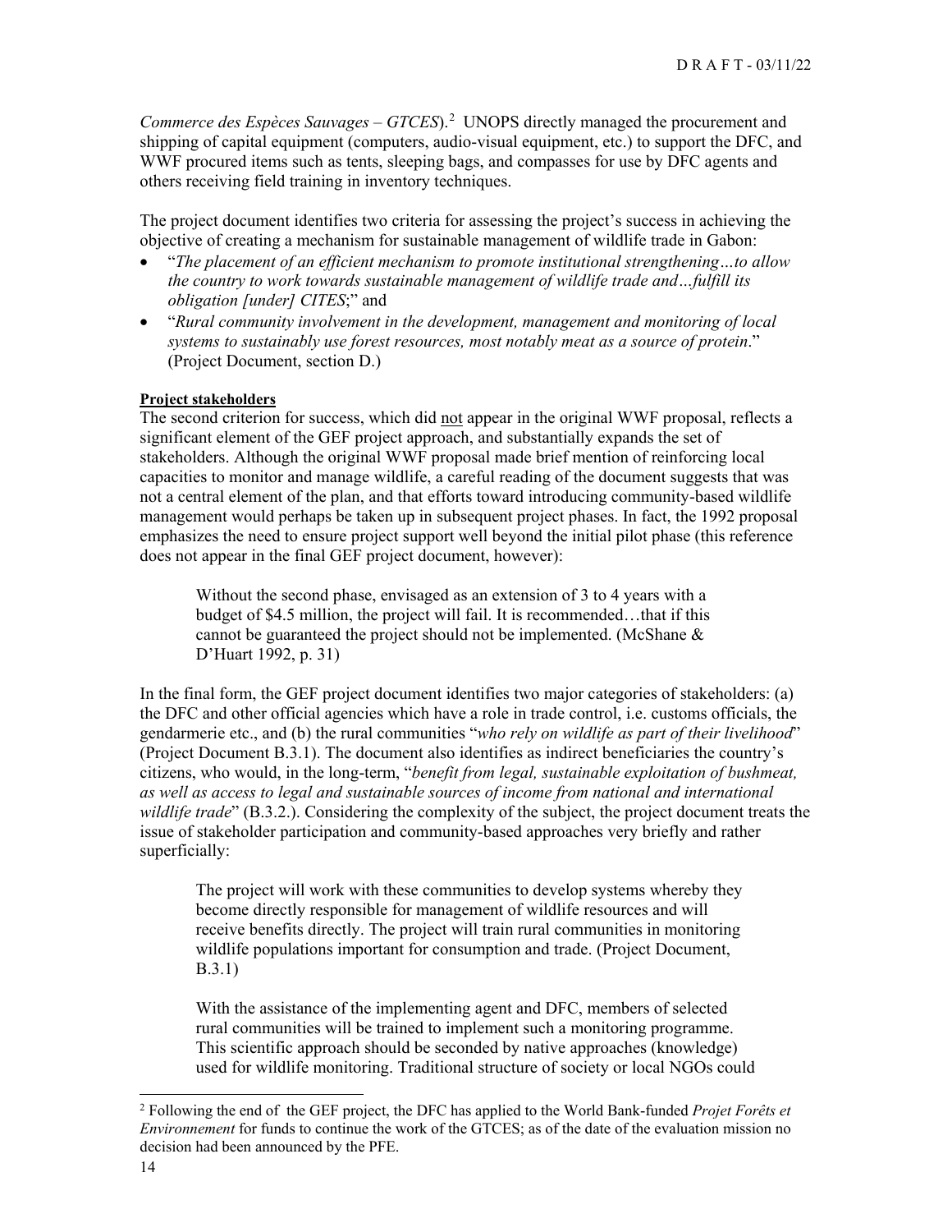*Commerce des Espèces Sauvages – GTCES*).[2] UNOPS directly managed the procurement and shipping of capital equipment (computers, audio-visual equipment, etc.) to support the DFC, and WWF procured items such as tents, sleeping bags, and compasses for use by DFC agents and others receiving field training in inventory techniques.

The project document identifies two criteria for assessing the project's success in achieving the objective of creating a mechanism for sustainable management of wildlife trade in Gabon:

- "*The placement of an efficient mechanism to promote institutional strengthening…to allow the country to work towards sustainable management of wildlife trade and…fulfill its obligation [under] CITES*;" and
- "*Rural community involvement in the development, management and monitoring of local systems to sustainably use forest resources, most notably meat as a source of protein*." (Project Document, section D.)

**Project stakeholders**

The second criterion for success, which did not appear in the original WWF proposal, reflects a significant element of the GEF project approach, and substantially expands the set of stakeholders. Although the original WWF proposal made brief mention of reinforcing local capacities to monitor and manage wildlife, a careful reading of the document suggests that was not a central element of the plan, and that efforts toward introducing community-based wildlife management would perhaps be taken up in subsequent project phases. In fact, the 1992 proposal emphasizes the need to ensure project support well beyond the initial pilot phase (this reference does not appear in the final GEF project document, however):

> Without the second phase, envisaged as an extension of 3 to 4 years with a budget of $4.5 million, the project will fail. It is recommended…that if this cannot be guaranteed the project should not be implemented. (McShane & D'Huart 1992, p. 31)

In the final form, the GEF project document identifies two major categories of stakeholders: (a) the DFC and other official agencies which have a role in trade control, i.e. customs officials, the gendarmerie etc., and (b) the rural communities "*who rely on wildlife as part of their livelihood*" (Project Document B.3.1). The document also identifies as indirect beneficiaries the country's citizens, who would, in the long-term, "*benefit from legal, sustainable exploitation of bushmeat, as well as access to legal and sustainable sources of income from national and international wildlife trade*" (B.3.2.). Considering the complexity of the subject, the project document treats the issue of stakeholder participation and community-based approaches very briefly and rather superficially:

> The project will work with these communities to develop systems whereby they become directly responsible for management of wildlife resources and will receive benefits directly. The project will train rural communities in monitoring wildlife populations important for consumption and trade. (Project Document, B.3.1)

> With the assistance of the implementing agent and DFC, members of selected rural communities will be trained to implement such a monitoring programme. This scientific approach should be seconded by native approaches (knowledge) used for wildlife monitoring. Traditional structure of society or local NGOs could

[2] Following the end of the GEF project, the DFC has applied to the World Bank-funded *Projet Forêts et Environnement* for funds to continue the work of the GTCES; as of the date of the evaluation mission no decision had been announced by the PFE.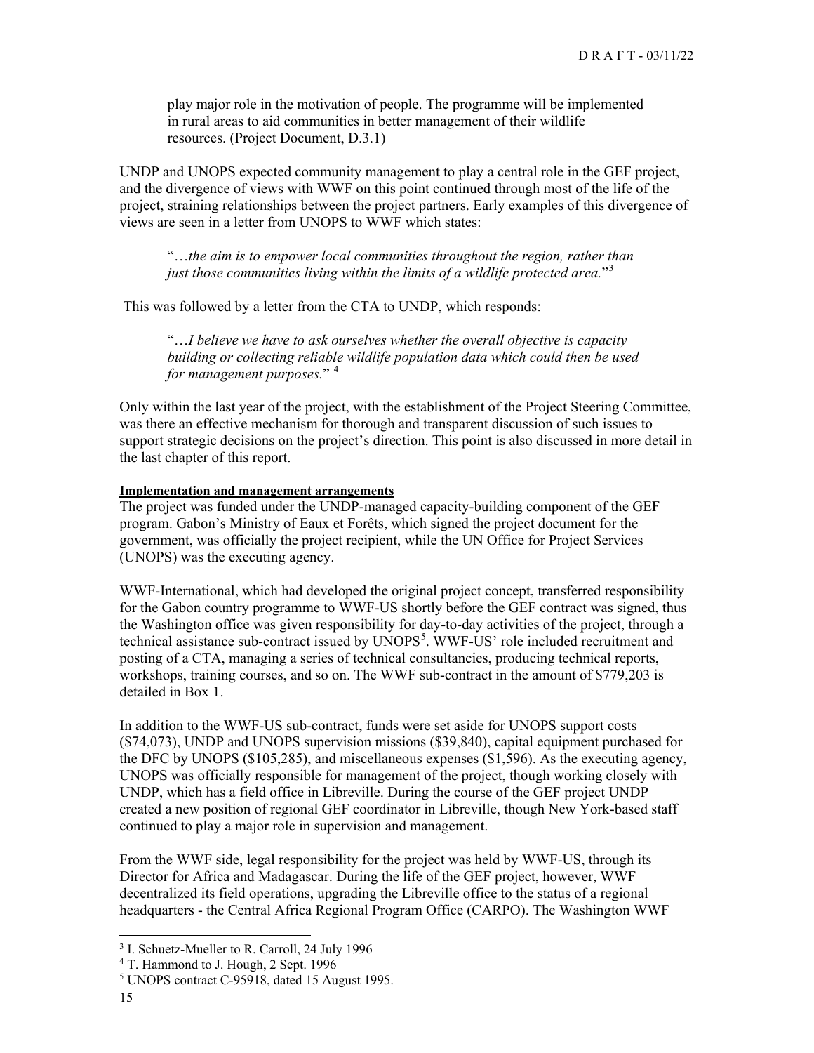play major role in the motivation of people. The programme will be implemented in rural areas to aid communities in better management of their wildlife resources. (Project Document, D.3.1)

UNDP and UNOPS expected community management to play a central role in the GEF project, and the divergence of views with WWF on this point continued through most of the life of the project, straining relationships between the project partners. Early examples of this divergence of views are seen in a letter from UNOPS to WWF which states:

> "…*the aim is to empower local communities throughout the region, rather than just those communities living within the limits of a wildlife protected area.*"[3]

This was followed by a letter from the CTA to UNDP, which responds:

> "…*I believe we have to ask ourselves whether the overall objective is capacity building or collecting reliable wildlife population data which could then be used for management purposes.*"[4]

Only within the last year of the project, with the establishment of the Project Steering Committee, was there an effective mechanism for thorough and transparent discussion of such issues to support strategic decisions on the project's direction. This point is also discussed in more detail in the last chapter of this report.

**Implementation and management arrangements**

The project was funded under the UNDP-managed capacity-building component of the GEF program. Gabon's Ministry of Eaux et Forêts, which signed the project document for the government, was officially the project recipient, while the UN Office for Project Services (UNOPS) was the executing agency.

WWF-International, which had developed the original project concept, transferred responsibility for the Gabon country programme to WWF-US shortly before the GEF contract was signed, thus the Washington office was given responsibility for day-to-day activities of the project, through a technical assistance sub-contract issued by UNOPS[5]. WWF-US' role included recruitment and posting of a CTA, managing a series of technical consultancies, producing technical reports, workshops, training courses, and so on. The WWF sub-contract in the amount of $779,203 is detailed in Box 1.

In addition to the WWF-US sub-contract, funds were set aside for UNOPS support costs ($74,073), UNDP and UNOPS supervision missions ($39,840), capital equipment purchased for the DFC by UNOPS ($105,285), and miscellaneous expenses ($1,596). As the executing agency, UNOPS was officially responsible for management of the project, though working closely with UNDP, which has a field office in Libreville. During the course of the GEF project UNDP created a new position of regional GEF coordinator in Libreville, though New York-based staff continued to play a major role in supervision and management.

From the WWF side, legal responsibility for the project was held by WWF-US, through its Director for Africa and Madagascar. During the life of the GEF project, however, WWF decentralized its field operations, upgrading the Libreville office to the status of a regional headquarters - the Central Africa Regional Program Office (CARPO). The Washington WWF

---

[3] I. Schuetz-Mueller to R. Carroll, 24 July 1996

[4] T. Hammond to J. Hough, 2 Sept. 1996

[5] UNOPS contract C-95918, dated 15 August 1995.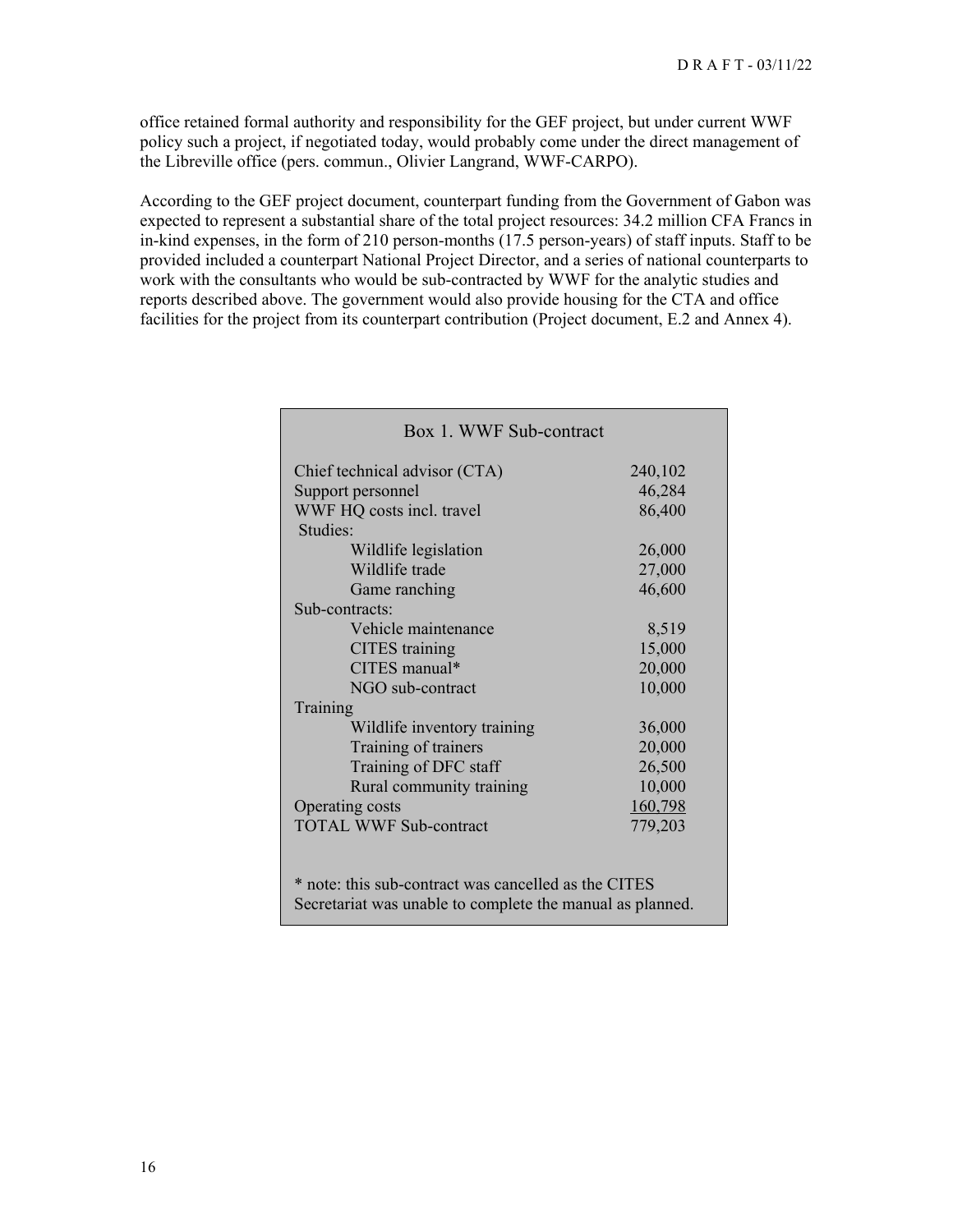office retained formal authority and responsibility for the GEF project, but under current WWF policy such a project, if negotiated today, would probably come under the direct management of the Libreville office (pers. commun., Olivier Langrand, WWF-CARPO).

According to the GEF project document, counterpart funding from the Government of Gabon was expected to represent a substantial share of the total project resources: 34.2 million CFA Francs in in-kind expenses, in the form of 210 person-months (17.5 person-years) of staff inputs. Staff to be provided included a counterpart National Project Director, and a series of national counterparts to work with the consultants who would be sub-contracted by WWF for the analytic studies and reports described above. The government would also provide housing for the CTA and office facilities for the project from its counterpart contribution (Project document, E.2 and Annex 4).

**Box 1. WWF Sub-contract**

| Item | Amount |
|---|---|
| Chief technical advisor (CTA) | 240,102 |
| Support personnel | 46,284 |
| WWF HQ costs incl. travel | 86,400 |
| Studies: | |
| Wildlife legislation | 26,000 |
| Wildlife trade | 27,000 |
| Game ranching | 46,600 |
| Sub-contracts: | |
| Vehicle maintenance | 8,519 |
| CITES training | 15,000 |
| CITES manual* | 20,000 |
| NGO sub-contract | 10,000 |
| Training | |
| Wildlife inventory training | 36,000 |
| Training of trainers | 20,000 |
| Training of DFC staff | 26,500 |
| Rural community training | 10,000 |
| Operating costs | 160,798 |
| TOTAL WWF Sub-contract | 779,203 |

\* note: this sub-contract was cancelled as the CITES Secretariat was unable to complete the manual as planned.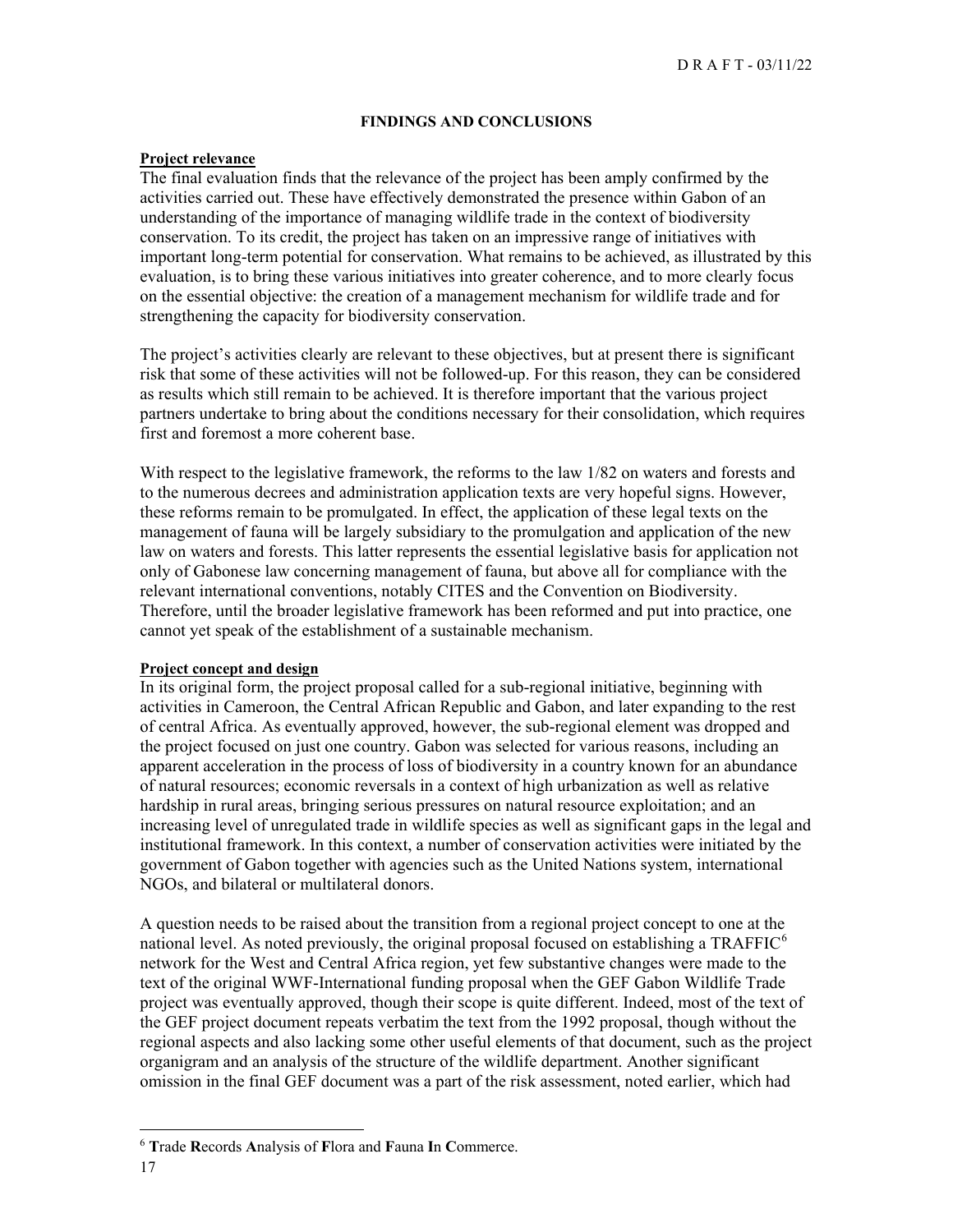## FINDINGS AND CONCLUSIONS

**Project relevance**

The final evaluation finds that the relevance of the project has been amply confirmed by the activities carried out. These have effectively demonstrated the presence within Gabon of an understanding of the importance of managing wildlife trade in the context of biodiversity conservation. To its credit, the project has taken on an impressive range of initiatives with important long-term potential for conservation. What remains to be achieved, as illustrated by this evaluation, is to bring these various initiatives into greater coherence, and to more clearly focus on the essential objective: the creation of a management mechanism for wildlife trade and for strengthening the capacity for biodiversity conservation.

The project's activities clearly are relevant to these objectives, but at present there is significant risk that some of these activities will not be followed-up. For this reason, they can be considered as results which still remain to be achieved. It is therefore important that the various project partners undertake to bring about the conditions necessary for their consolidation, which requires first and foremost a more coherent base.

With respect to the legislative framework, the reforms to the law 1/82 on waters and forests and to the numerous decrees and administration application texts are very hopeful signs. However, these reforms remain to be promulgated. In effect, the application of these legal texts on the management of fauna will be largely subsidiary to the promulgation and application of the new law on waters and forests. This latter represents the essential legislative basis for application not only of Gabonese law concerning management of fauna, but above all for compliance with the relevant international conventions, notably CITES and the Convention on Biodiversity. Therefore, until the broader legislative framework has been reformed and put into practice, one cannot yet speak of the establishment of a sustainable mechanism.

**Project concept and design**

In its original form, the project proposal called for a sub-regional initiative, beginning with activities in Cameroon, the Central African Republic and Gabon, and later expanding to the rest of central Africa. As eventually approved, however, the sub-regional element was dropped and the project focused on just one country. Gabon was selected for various reasons, including an apparent acceleration in the process of loss of biodiversity in a country known for an abundance of natural resources; economic reversals in a context of high urbanization as well as relative hardship in rural areas, bringing serious pressures on natural resource exploitation; and an increasing level of unregulated trade in wildlife species as well as significant gaps in the legal and institutional framework. In this context, a number of conservation activities were initiated by the government of Gabon together with agencies such as the United Nations system, international NGOs, and bilateral or multilateral donors.

A question needs to be raised about the transition from a regional project concept to one at the national level. As noted previously, the original proposal focused on establishing a TRAFFIC[6] network for the West and Central Africa region, yet few substantive changes were made to the text of the original WWF-International funding proposal when the GEF Gabon Wildlife Trade project was eventually approved, though their scope is quite different. Indeed, most of the text of the GEF project document repeats verbatim the text from the 1992 proposal, though without the regional aspects and also lacking some other useful elements of that document, such as the project organigram and an analysis of the structure of the wildlife department. Another significant omission in the final GEF document was a part of the risk assessment, noted earlier, which had

[6] **T**rade **R**ecords **A**nalysis of **F**lora and **F**auna **I**n **C**ommerce.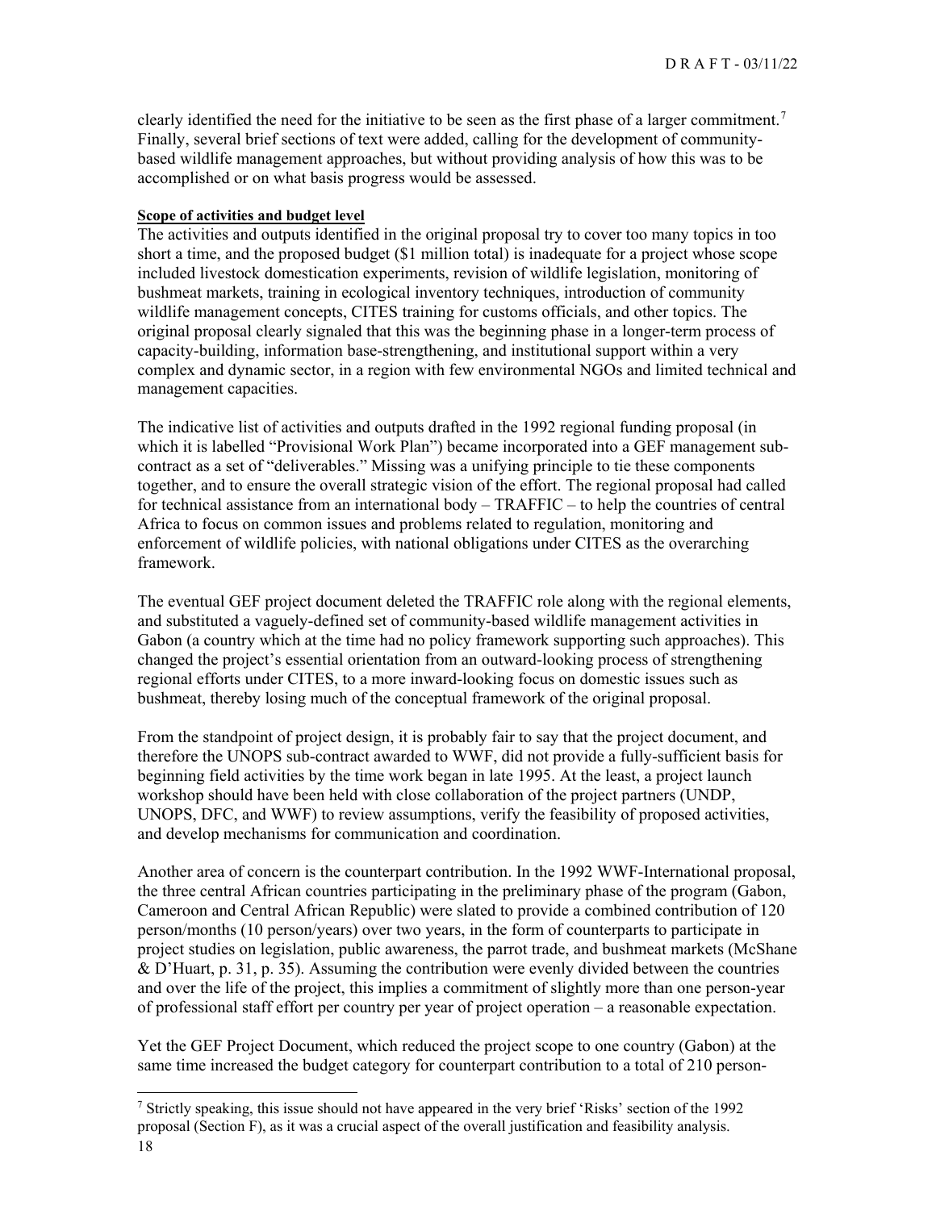clearly identified the need for the initiative to be seen as the first phase of a larger commitment.[7] Finally, several brief sections of text were added, calling for the development of community-based wildlife management approaches, but without providing analysis of how this was to be accomplished or on what basis progress would be assessed.

**Scope of activities and budget level**

The activities and outputs identified in the original proposal try to cover too many topics in too short a time, and the proposed budget ($1 million total) is inadequate for a project whose scope included livestock domestication experiments, revision of wildlife legislation, monitoring of bushmeat markets, training in ecological inventory techniques, introduction of community wildlife management concepts, CITES training for customs officials, and other topics. The original proposal clearly signaled that this was the beginning phase in a longer-term process of capacity-building, information base-strengthening, and institutional support within a very complex and dynamic sector, in a region with few environmental NGOs and limited technical and management capacities.

The indicative list of activities and outputs drafted in the 1992 regional funding proposal (in which it is labelled "Provisional Work Plan") became incorporated into a GEF management sub-contract as a set of "deliverables." Missing was a unifying principle to tie these components together, and to ensure the overall strategic vision of the effort. The regional proposal had called for technical assistance from an international body – TRAFFIC – to help the countries of central Africa to focus on common issues and problems related to regulation, monitoring and enforcement of wildlife policies, with national obligations under CITES as the overarching framework.

The eventual GEF project document deleted the TRAFFIC role along with the regional elements, and substituted a vaguely-defined set of community-based wildlife management activities in Gabon (a country which at the time had no policy framework supporting such approaches). This changed the project's essential orientation from an outward-looking process of strengthening regional efforts under CITES, to a more inward-looking focus on domestic issues such as bushmeat, thereby losing much of the conceptual framework of the original proposal.

From the standpoint of project design, it is probably fair to say that the project document, and therefore the UNOPS sub-contract awarded to WWF, did not provide a fully-sufficient basis for beginning field activities by the time work began in late 1995. At the least, a project launch workshop should have been held with close collaboration of the project partners (UNDP, UNOPS, DFC, and WWF) to review assumptions, verify the feasibility of proposed activities, and develop mechanisms for communication and coordination.

Another area of concern is the counterpart contribution. In the 1992 WWF-International proposal, the three central African countries participating in the preliminary phase of the program (Gabon, Cameroon and Central African Republic) were slated to provide a combined contribution of 120 person/months (10 person/years) over two years, in the form of counterparts to participate in project studies on legislation, public awareness, the parrot trade, and bushmeat markets (McShane & D'Huart, p. 31, p. 35). Assuming the contribution were evenly divided between the countries and over the life of the project, this implies a commitment of slightly more than one person-year of professional staff effort per country per year of project operation – a reasonable expectation.

Yet the GEF Project Document, which reduced the project scope to one country (Gabon) at the same time increased the budget category for counterpart contribution to a total of 210 person-

[7] Strictly speaking, this issue should not have appeared in the very brief 'Risks' section of the 1992 proposal (Section F), as it was a crucial aspect of the overall justification and feasibility analysis.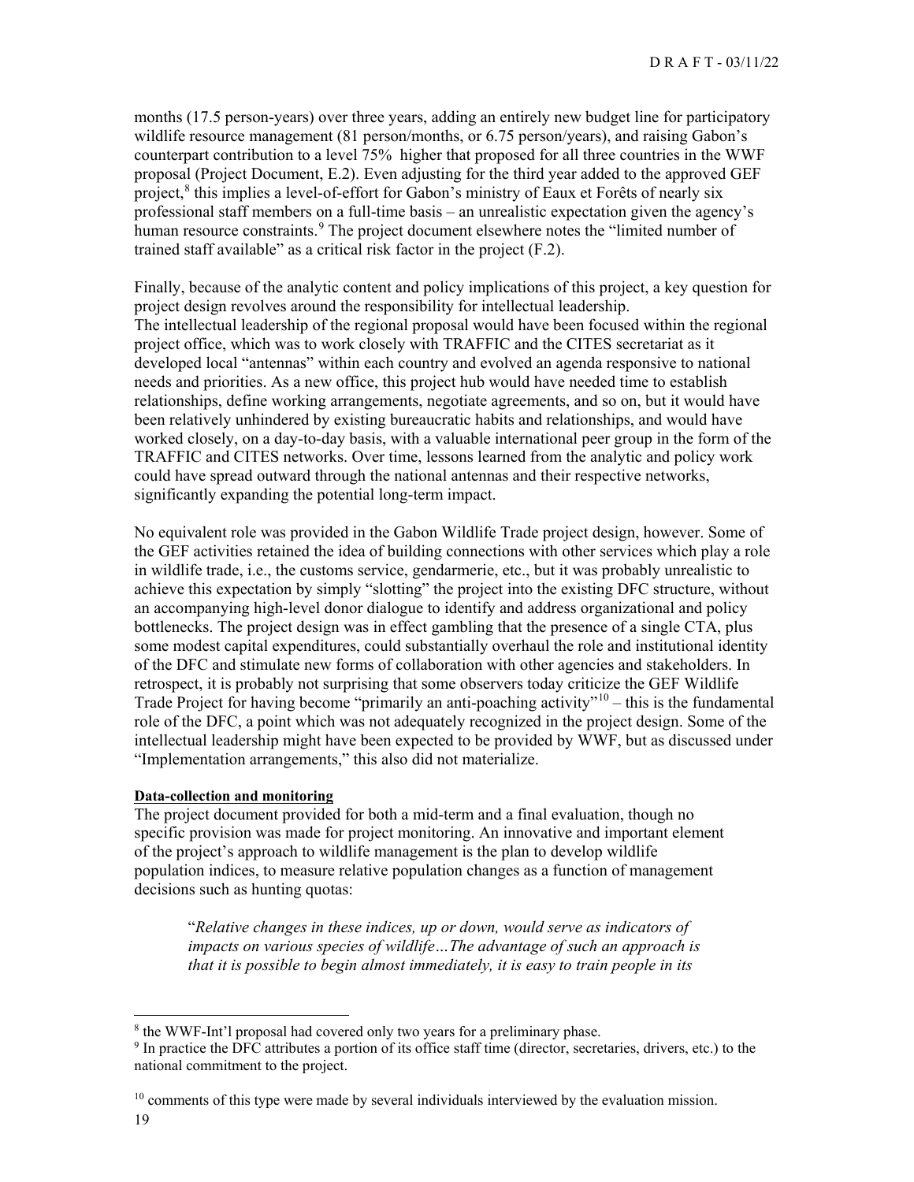months (17.5 person-years) over three years, adding an entirely new budget line for participatory wildlife resource management (81 person/months, or 6.75 person/years), and raising Gabon's counterpart contribution to a level 75% higher that proposed for all three countries in the WWF proposal (Project Document, E.2). Even adjusting for the third year added to the approved GEF project,[8] this implies a level-of-effort for Gabon's ministry of Eaux et Forêts of nearly six professional staff members on a full-time basis – an unrealistic expectation given the agency's human resource constraints.[9] The project document elsewhere notes the "limited number of trained staff available" as a critical risk factor in the project (F.2).

Finally, because of the analytic content and policy implications of this project, a key question for project design revolves around the responsibility for intellectual leadership. The intellectual leadership of the regional proposal would have been focused within the regional project office, which was to work closely with TRAFFIC and the CITES secretariat as it developed local "antennas" within each country and evolved an agenda responsive to national needs and priorities. As a new office, this project hub would have needed time to establish relationships, define working arrangements, negotiate agreements, and so on, but it would have been relatively unhindered by existing bureaucratic habits and relationships, and would have worked closely, on a day-to-day basis, with a valuable international peer group in the form of the TRAFFIC and CITES networks. Over time, lessons learned from the analytic and policy work could have spread outward through the national antennas and their respective networks, significantly expanding the potential long-term impact.

No equivalent role was provided in the Gabon Wildlife Trade project design, however. Some of the GEF activities retained the idea of building connections with other services which play a role in wildlife trade, i.e., the customs service, gendarmerie, etc., but it was probably unrealistic to achieve this expectation by simply "slotting" the project into the existing DFC structure, without an accompanying high-level donor dialogue to identify and address organizational and policy bottlenecks. The project design was in effect gambling that the presence of a single CTA, plus some modest capital expenditures, could substantially overhaul the role and institutional identity of the DFC and stimulate new forms of collaboration with other agencies and stakeholders. In retrospect, it is probably not surprising that some observers today criticize the GEF Wildlife Trade Project for having become "primarily an anti-poaching activity"[10] – this is the fundamental role of the DFC, a point which was not adequately recognized in the project design. Some of the intellectual leadership might have been expected to be provided by WWF, but as discussed under "Implementation arrangements," this also did not materialize.

**Data-collection and monitoring**

The project document provided for both a mid-term and a final evaluation, though no specific provision was made for project monitoring. An innovative and important element of the project's approach to wildlife management is the plan to develop wildlife population indices, to measure relative population changes as a function of management decisions such as hunting quotas:

> "*Relative changes in these indices, up or down, would serve as indicators of impacts on various species of wildlife…The advantage of such an approach is that it is possible to begin almost immediately, it is easy to train people in its*

---

[8] the WWF-Int'l proposal had covered only two years for a preliminary phase.

[9] In practice the DFC attributes a portion of its office staff time (director, secretaries, drivers, etc.) to the national commitment to the project.

[10] comments of this type were made by several individuals interviewed by the evaluation mission.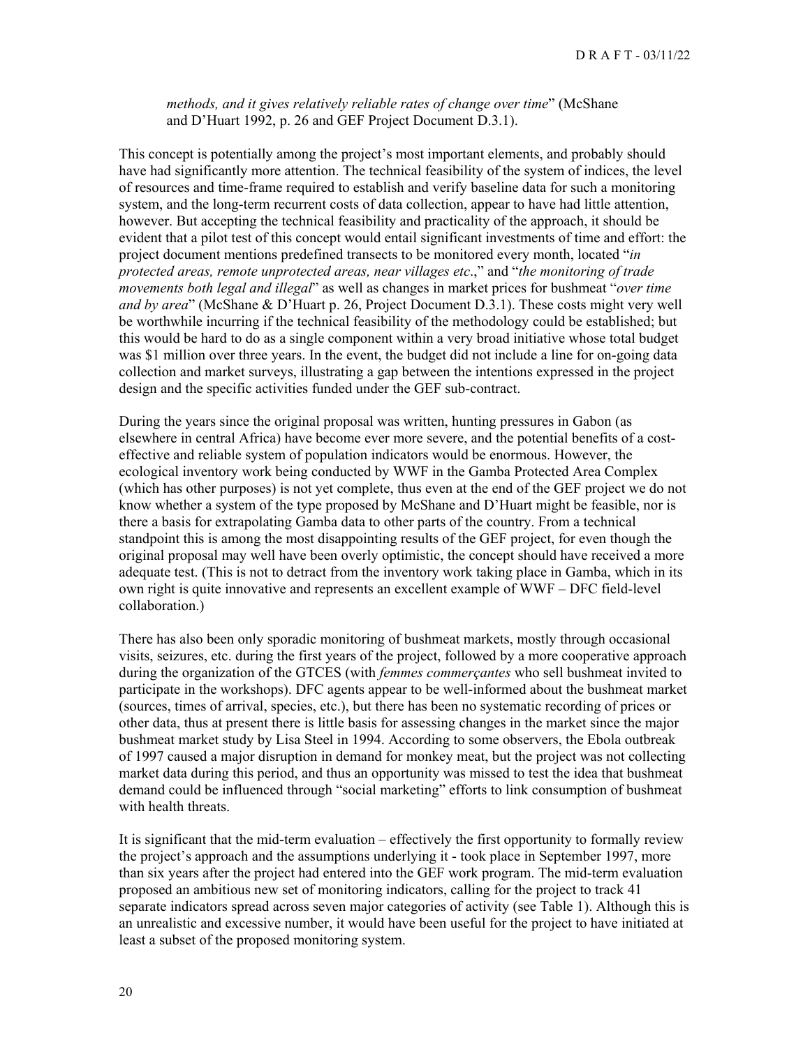> *methods, and it gives relatively reliable rates of change over time*" (McShane and D'Huart 1992, p. 26 and GEF Project Document D.3.1).

This concept is potentially among the project's most important elements, and probably should have had significantly more attention. The technical feasibility of the system of indices, the level of resources and time-frame required to establish and verify baseline data for such a monitoring system, and the long-term recurrent costs of data collection, appear to have had little attention, however. But accepting the technical feasibility and practicality of the approach, it should be evident that a pilot test of this concept would entail significant investments of time and effort: the project document mentions predefined transects to be monitored every month, located "*in protected areas, remote unprotected areas, near villages etc*.," and "*the monitoring of trade movements both legal and illegal*" as well as changes in market prices for bushmeat "*over time and by area*" (McShane & D'Huart p. 26, Project Document D.3.1). These costs might very well be worthwhile incurring if the technical feasibility of the methodology could be established; but this would be hard to do as a single component within a very broad initiative whose total budget was $1 million over three years. In the event, the budget did not include a line for on-going data collection and market surveys, illustrating a gap between the intentions expressed in the project design and the specific activities funded under the GEF sub-contract.

During the years since the original proposal was written, hunting pressures in Gabon (as elsewhere in central Africa) have become ever more severe, and the potential benefits of a cost-effective and reliable system of population indicators would be enormous. However, the ecological inventory work being conducted by WWF in the Gamba Protected Area Complex (which has other purposes) is not yet complete, thus even at the end of the GEF project we do not know whether a system of the type proposed by McShane and D'Huart might be feasible, nor is there a basis for extrapolating Gamba data to other parts of the country. From a technical standpoint this is among the most disappointing results of the GEF project, for even though the original proposal may well have been overly optimistic, the concept should have received a more adequate test. (This is not to detract from the inventory work taking place in Gamba, which in its own right is quite innovative and represents an excellent example of WWF – DFC field-level collaboration.)

There has also been only sporadic monitoring of bushmeat markets, mostly through occasional visits, seizures, etc. during the first years of the project, followed by a more cooperative approach during the organization of the GTCES (with *femmes commerçantes* who sell bushmeat invited to participate in the workshops). DFC agents appear to be well-informed about the bushmeat market (sources, times of arrival, species, etc.), but there has been no systematic recording of prices or other data, thus at present there is little basis for assessing changes in the market since the major bushmeat market study by Lisa Steel in 1994. According to some observers, the Ebola outbreak of 1997 caused a major disruption in demand for monkey meat, but the project was not collecting market data during this period, and thus an opportunity was missed to test the idea that bushmeat demand could be influenced through "social marketing" efforts to link consumption of bushmeat with health threats.

It is significant that the mid-term evaluation – effectively the first opportunity to formally review the project's approach and the assumptions underlying it - took place in September 1997, more than six years after the project had entered into the GEF work program. The mid-term evaluation proposed an ambitious new set of monitoring indicators, calling for the project to track 41 separate indicators spread across seven major categories of activity (see Table 1). Although this is an unrealistic and excessive number, it would have been useful for the project to have initiated at least a subset of the proposed monitoring system.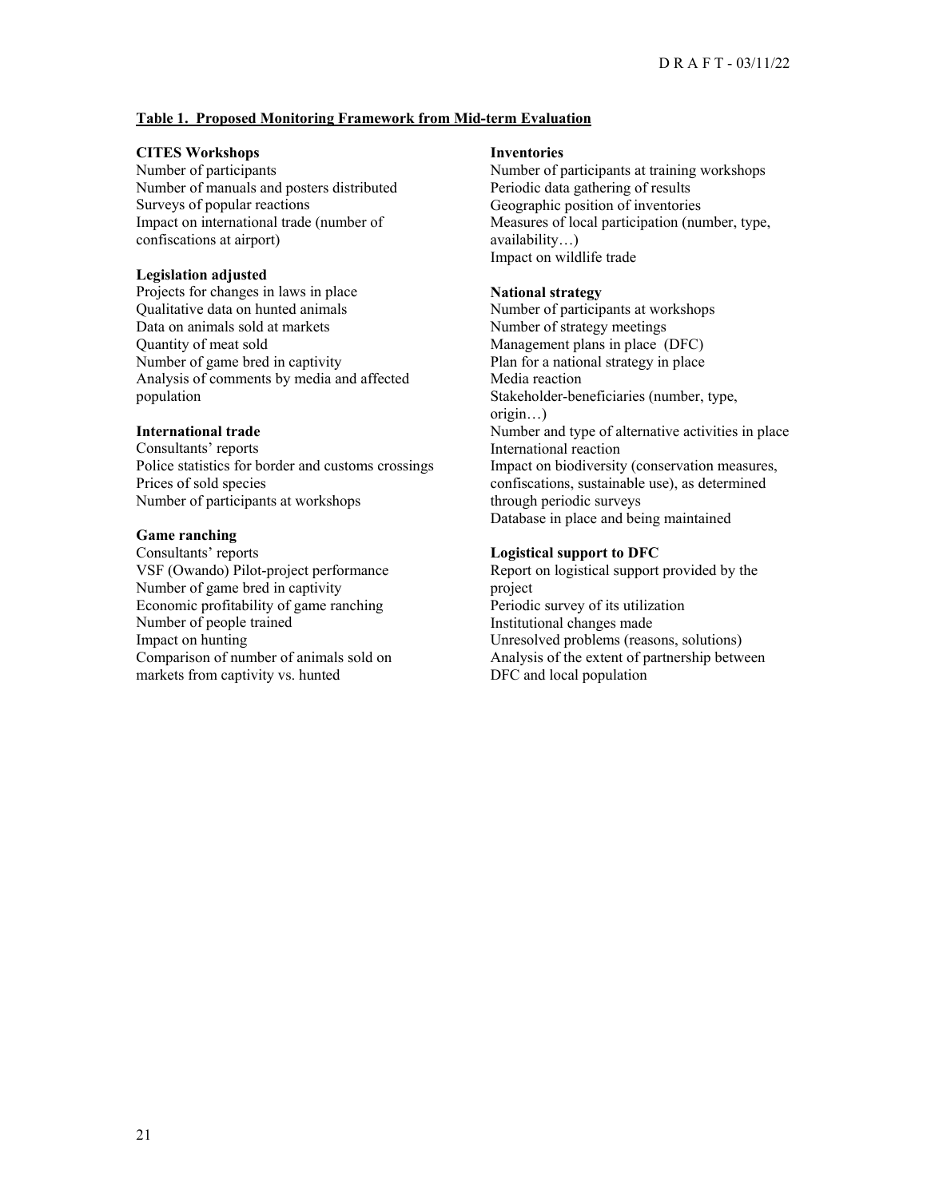**Table 1. Proposed Monitoring Framework from Mid-term Evaluation**

**CITES Workshops**
Number of participants
Number of manuals and posters distributed
Surveys of popular reactions
Impact on international trade (number of confiscations at airport)

**Legislation adjusted**
Projects for changes in laws in place
Qualitative data on hunted animals
Data on animals sold at markets
Quantity of meat sold
Number of game bred in captivity
Analysis of comments by media and affected population

**International trade**
Consultants' reports
Police statistics for border and customs crossings
Prices of sold species
Number of participants at workshops

**Game ranching**
Consultants' reports
VSF (Owando) Pilot-project performance
Number of game bred in captivity
Economic profitability of game ranching
Number of people trained
Impact on hunting
Comparison of number of animals sold on markets from captivity vs. hunted

**Inventories**
Number of participants at training workshops
Periodic data gathering of results
Geographic position of inventories
Measures of local participation (number, type, availability…)
Impact on wildlife trade

**National strategy**
Number of participants at workshops
Number of strategy meetings
Management plans in place (DFC)
Plan for a national strategy in place
Media reaction
Stakeholder-beneficiaries (number, type, origin…)
Number and type of alternative activities in place
International reaction
Impact on biodiversity (conservation measures, confiscations, sustainable use), as determined through periodic surveys
Database in place and being maintained

**Logistical support to DFC**
Report on logistical support provided by the project
Periodic survey of its utilization
Institutional changes made
Unresolved problems (reasons, solutions)
Analysis of the extent of partnership between DFC and local population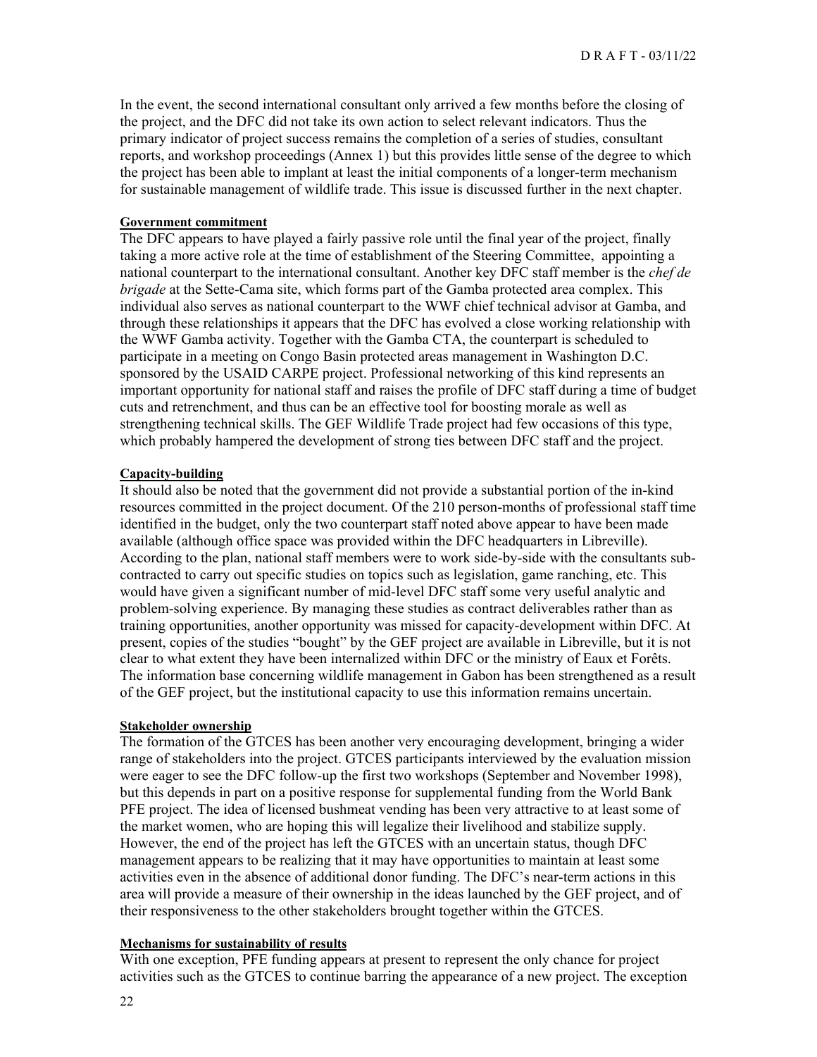In the event, the second international consultant only arrived a few months before the closing of the project, and the DFC did not take its own action to select relevant indicators. Thus the primary indicator of project success remains the completion of a series of studies, consultant reports, and workshop proceedings (Annex 1) but this provides little sense of the degree to which the project has been able to implant at least the initial components of a longer-term mechanism for sustainable management of wildlife trade. This issue is discussed further in the next chapter.

**Government commitment**

The DFC appears to have played a fairly passive role until the final year of the project, finally taking a more active role at the time of establishment of the Steering Committee, appointing a national counterpart to the international consultant. Another key DFC staff member is the *chef de brigade* at the Sette-Cama site, which forms part of the Gamba protected area complex. This individual also serves as national counterpart to the WWF chief technical advisor at Gamba, and through these relationships it appears that the DFC has evolved a close working relationship with the WWF Gamba activity. Together with the Gamba CTA, the counterpart is scheduled to participate in a meeting on Congo Basin protected areas management in Washington D.C. sponsored by the USAID CARPE project. Professional networking of this kind represents an important opportunity for national staff and raises the profile of DFC staff during a time of budget cuts and retrenchment, and thus can be an effective tool for boosting morale as well as strengthening technical skills. The GEF Wildlife Trade project had few occasions of this type, which probably hampered the development of strong ties between DFC staff and the project.

**Capacity-building**

It should also be noted that the government did not provide a substantial portion of the in-kind resources committed in the project document. Of the 210 person-months of professional staff time identified in the budget, only the two counterpart staff noted above appear to have been made available (although office space was provided within the DFC headquarters in Libreville). According to the plan, national staff members were to work side-by-side with the consultants sub-contracted to carry out specific studies on topics such as legislation, game ranching, etc. This would have given a significant number of mid-level DFC staff some very useful analytic and problem-solving experience. By managing these studies as contract deliverables rather than as training opportunities, another opportunity was missed for capacity-development within DFC. At present, copies of the studies "bought" by the GEF project are available in Libreville, but it is not clear to what extent they have been internalized within DFC or the ministry of Eaux et Forêts. The information base concerning wildlife management in Gabon has been strengthened as a result of the GEF project, but the institutional capacity to use this information remains uncertain.

**Stakeholder ownership**

The formation of the GTCES has been another very encouraging development, bringing a wider range of stakeholders into the project. GTCES participants interviewed by the evaluation mission were eager to see the DFC follow-up the first two workshops (September and November 1998), but this depends in part on a positive response for supplemental funding from the World Bank PFE project. The idea of licensed bushmeat vending has been very attractive to at least some of the market women, who are hoping this will legalize their livelihood and stabilize supply. However, the end of the project has left the GTCES with an uncertain status, though DFC management appears to be realizing that it may have opportunities to maintain at least some activities even in the absence of additional donor funding. The DFC's near-term actions in this area will provide a measure of their ownership in the ideas launched by the GEF project, and of their responsiveness to the other stakeholders brought together within the GTCES.

**Mechanisms for sustainability of results**

With one exception, PFE funding appears at present to represent the only chance for project activities such as the GTCES to continue barring the appearance of a new project. The exception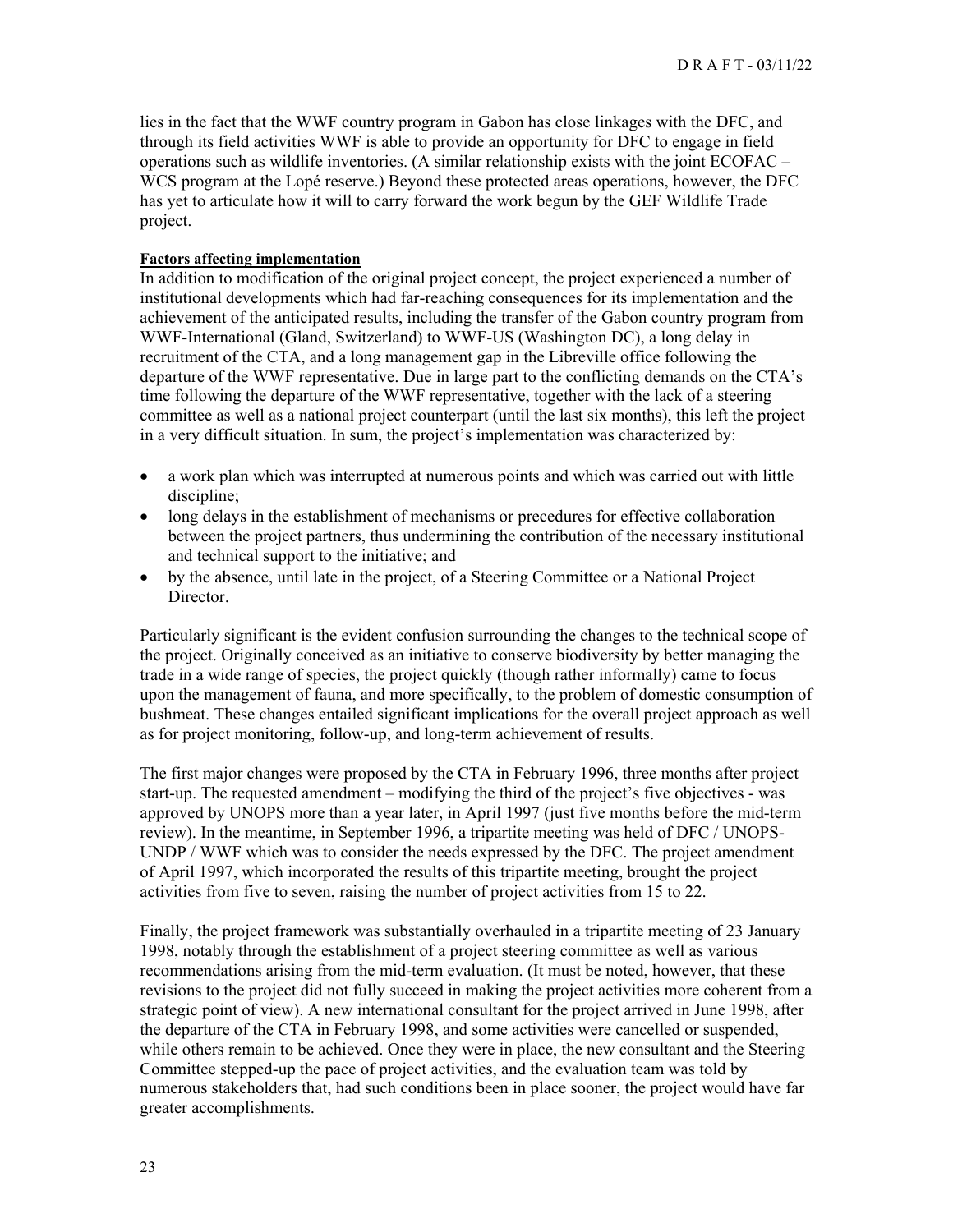lies in the fact that the WWF country program in Gabon has close linkages with the DFC, and through its field activities WWF is able to provide an opportunity for DFC to engage in field operations such as wildlife inventories. (A similar relationship exists with the joint ECOFAC – WCS program at the Lopé reserve.) Beyond these protected areas operations, however, the DFC has yet to articulate how it will to carry forward the work begun by the GEF Wildlife Trade project.

**Factors affecting implementation**

In addition to modification of the original project concept, the project experienced a number of institutional developments which had far-reaching consequences for its implementation and the achievement of the anticipated results, including the transfer of the Gabon country program from WWF-International (Gland, Switzerland) to WWF-US (Washington DC), a long delay in recruitment of the CTA, and a long management gap in the Libreville office following the departure of the WWF representative. Due in large part to the conflicting demands on the CTA's time following the departure of the WWF representative, together with the lack of a steering committee as well as a national project counterpart (until the last six months), this left the project in a very difficult situation. In sum, the project's implementation was characterized by:

- a work plan which was interrupted at numerous points and which was carried out with little discipline;
- long delays in the establishment of mechanisms or precedures for effective collaboration between the project partners, thus undermining the contribution of the necessary institutional and technical support to the initiative; and
- by the absence, until late in the project, of a Steering Committee or a National Project Director.

Particularly significant is the evident confusion surrounding the changes to the technical scope of the project. Originally conceived as an initiative to conserve biodiversity by better managing the trade in a wide range of species, the project quickly (though rather informally) came to focus upon the management of fauna, and more specifically, to the problem of domestic consumption of bushmeat. These changes entailed significant implications for the overall project approach as well as for project monitoring, follow-up, and long-term achievement of results.

The first major changes were proposed by the CTA in February 1996, three months after project start-up. The requested amendment – modifying the third of the project's five objectives - was approved by UNOPS more than a year later, in April 1997 (just five months before the mid-term review). In the meantime, in September 1996, a tripartite meeting was held of DFC / UNOPS-UNDP / WWF which was to consider the needs expressed by the DFC. The project amendment of April 1997, which incorporated the results of this tripartite meeting, brought the project activities from five to seven, raising the number of project activities from 15 to 22.

Finally, the project framework was substantially overhauled in a tripartite meeting of 23 January 1998, notably through the establishment of a project steering committee as well as various recommendations arising from the mid-term evaluation. (It must be noted, however, that these revisions to the project did not fully succeed in making the project activities more coherent from a strategic point of view). A new international consultant for the project arrived in June 1998, after the departure of the CTA in February 1998, and some activities were cancelled or suspended, while others remain to be achieved. Once they were in place, the new consultant and the Steering Committee stepped-up the pace of project activities, and the evaluation team was told by numerous stakeholders that, had such conditions been in place sooner, the project would have far greater accomplishments.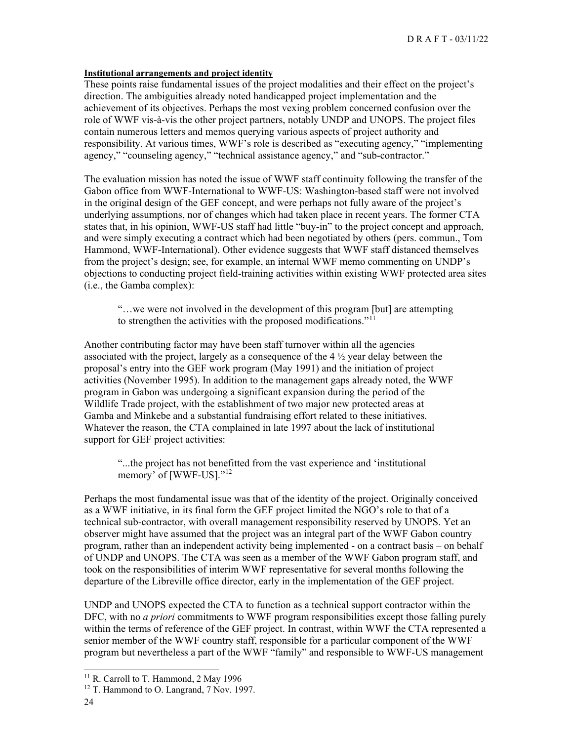**Institutional arrangements and project identity**

These points raise fundamental issues of the project modalities and their effect on the project's direction. The ambiguities already noted handicapped project implementation and the achievement of its objectives. Perhaps the most vexing problem concerned confusion over the role of WWF vis-à-vis the other project partners, notably UNDP and UNOPS. The project files contain numerous letters and memos querying various aspects of project authority and responsibility. At various times, WWF's role is described as "executing agency," "implementing agency," "counseling agency," "technical assistance agency," and "sub-contractor."

The evaluation mission has noted the issue of WWF staff continuity following the transfer of the Gabon office from WWF-International to WWF-US: Washington-based staff were not involved in the original design of the GEF concept, and were perhaps not fully aware of the project's underlying assumptions, nor of changes which had taken place in recent years. The former CTA states that, in his opinion, WWF-US staff had little "buy-in" to the project concept and approach, and were simply executing a contract which had been negotiated by others (pers. commun., Tom Hammond, WWF-International). Other evidence suggests that WWF staff distanced themselves from the project's design; see, for example, an internal WWF memo commenting on UNDP's objections to conducting project field-training activities within existing WWF protected area sites (i.e., the Gamba complex):

> "…we were not involved in the development of this program [but] are attempting to strengthen the activities with the proposed modifications."[11]

Another contributing factor may have been staff turnover within all the agencies associated with the project, largely as a consequence of the 4 ½ year delay between the proposal's entry into the GEF work program (May 1991) and the initiation of project activities (November 1995). In addition to the management gaps already noted, the WWF program in Gabon was undergoing a significant expansion during the period of the Wildlife Trade project, with the establishment of two major new protected areas at Gamba and Minkebe and a substantial fundraising effort related to these initiatives. Whatever the reason, the CTA complained in late 1997 about the lack of institutional support for GEF project activities:

> "...the project has not benefitted from the vast experience and 'institutional memory' of [WWF-US]."[12]

Perhaps the most fundamental issue was that of the identity of the project. Originally conceived as a WWF initiative, in its final form the GEF project limited the NGO's role to that of a technical sub-contractor, with overall management responsibility reserved by UNOPS. Yet an observer might have assumed that the project was an integral part of the WWF Gabon country program, rather than an independent activity being implemented - on a contract basis – on behalf of UNDP and UNOPS. The CTA was seen as a member of the WWF Gabon program staff, and took on the responsibilities of interim WWF representative for several months following the departure of the Libreville office director, early in the implementation of the GEF project.

UNDP and UNOPS expected the CTA to function as a technical support contractor within the DFC, with no *a priori* commitments to WWF program responsibilities except those falling purely within the terms of reference of the GEF project. In contrast, within WWF the CTA represented a senior member of the WWF country staff, responsible for a particular component of the WWF program but nevertheless a part of the WWF "family" and responsible to WWF-US management

[11] R. Carroll to T. Hammond, 2 May 1996

[12] T. Hammond to O. Langrand, 7 Nov. 1997.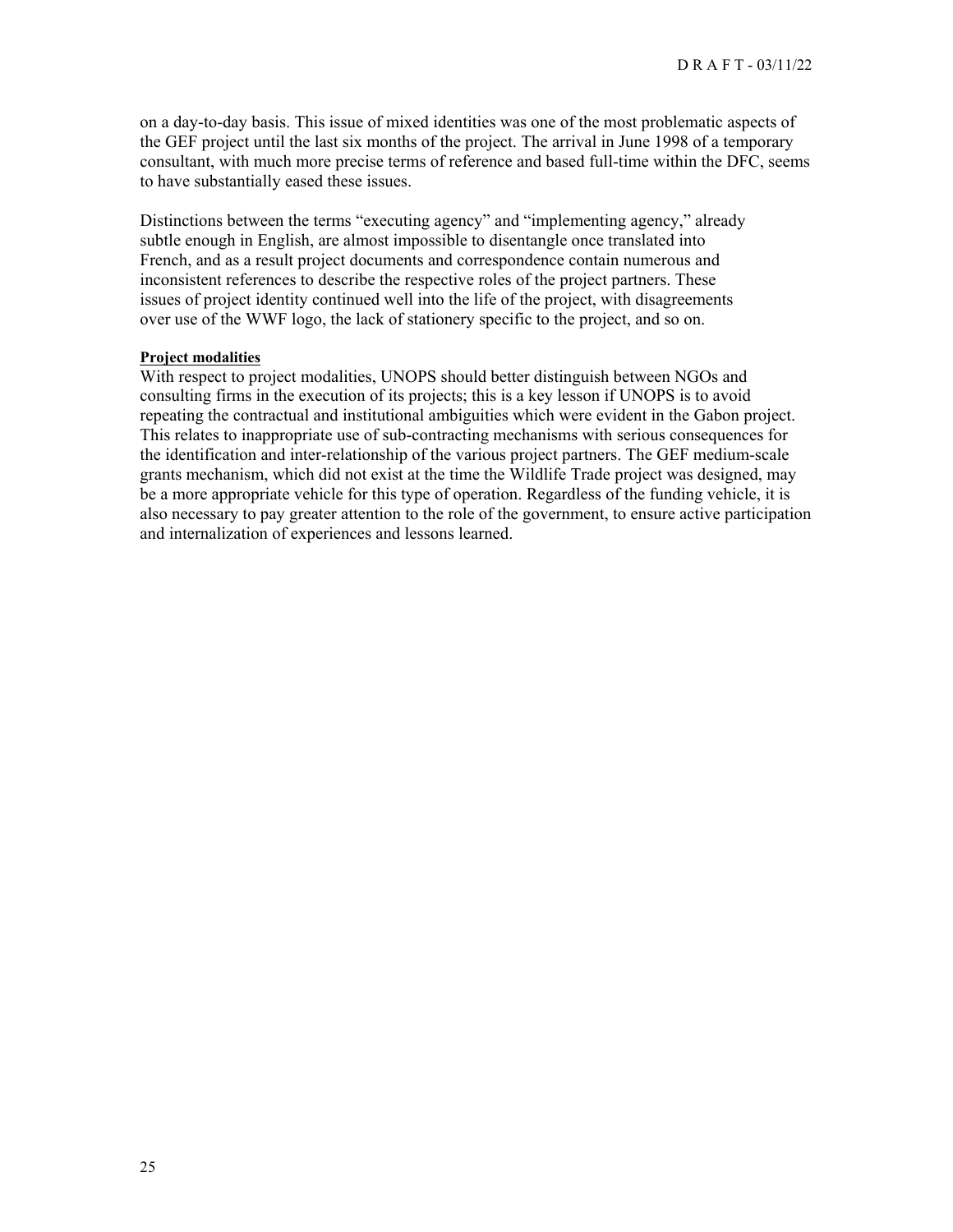on a day-to-day basis. This issue of mixed identities was one of the most problematic aspects of the GEF project until the last six months of the project. The arrival in June 1998 of a temporary consultant, with much more precise terms of reference and based full-time within the DFC, seems to have substantially eased these issues.

Distinctions between the terms "executing agency" and "implementing agency," already subtle enough in English, are almost impossible to disentangle once translated into French, and as a result project documents and correspondence contain numerous and inconsistent references to describe the respective roles of the project partners. These issues of project identity continued well into the life of the project, with disagreements over use of the WWF logo, the lack of stationery specific to the project, and so on.

**Project modalities**

With respect to project modalities, UNOPS should better distinguish between NGOs and consulting firms in the execution of its projects; this is a key lesson if UNOPS is to avoid repeating the contractual and institutional ambiguities which were evident in the Gabon project. This relates to inappropriate use of sub-contracting mechanisms with serious consequences for the identification and inter-relationship of the various project partners. The GEF medium-scale grants mechanism, which did not exist at the time the Wildlife Trade project was designed, may be a more appropriate vehicle for this type of operation. Regardless of the funding vehicle, it is also necessary to pay greater attention to the role of the government, to ensure active participation and internalization of experiences and lessons learned.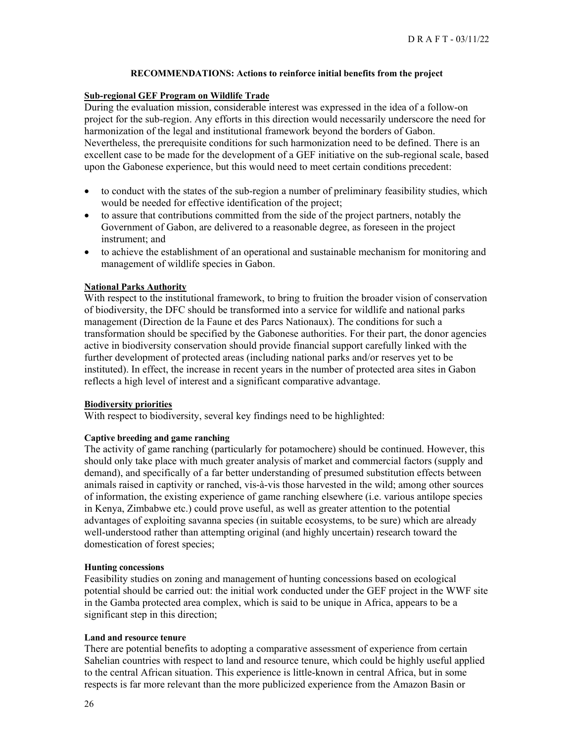## RECOMMENDATIONS: Actions to reinforce initial benefits from the project

### Sub-regional GEF Program on Wildlife Trade

During the evaluation mission, considerable interest was expressed in the idea of a follow-on project for the sub-region. Any efforts in this direction would necessarily underscore the need for harmonization of the legal and institutional framework beyond the borders of Gabon. Nevertheless, the prerequisite conditions for such harmonization need to be defined. There is an excellent case to be made for the development of a GEF initiative on the sub-regional scale, based upon the Gabonese experience, but this would need to meet certain conditions precedent:

- to conduct with the states of the sub-region a number of preliminary feasibility studies, which would be needed for effective identification of the project;
- to assure that contributions committed from the side of the project partners, notably the Government of Gabon, are delivered to a reasonable degree, as foreseen in the project instrument; and
- to achieve the establishment of an operational and sustainable mechanism for monitoring and management of wildlife species in Gabon.

### National Parks Authority

With respect to the institutional framework, to bring to fruition the broader vision of conservation of biodiversity, the DFC should be transformed into a service for wildlife and national parks management (Direction de la Faune et des Parcs Nationaux). The conditions for such a transformation should be specified by the Gabonese authorities. For their part, the donor agencies active in biodiversity conservation should provide financial support carefully linked with the further development of protected areas (including national parks and/or reserves yet to be instituted). In effect, the increase in recent years in the number of protected area sites in Gabon reflects a high level of interest and a significant comparative advantage.

### Biodiversity priorities

With respect to biodiversity, several key findings need to be highlighted:

#### Captive breeding and game ranching

The activity of game ranching (particularly for potamochere) should be continued. However, this should only take place with much greater analysis of market and commercial factors (supply and demand), and specifically of a far better understanding of presumed substitution effects between animals raised in captivity or ranched, vis-à-vis those harvested in the wild; among other sources of information, the existing experience of game ranching elsewhere (i.e. various antilope species in Kenya, Zimbabwe etc.) could prove useful, as well as greater attention to the potential advantages of exploiting savanna species (in suitable ecosystems, to be sure) which are already well-understood rather than attempting original (and highly uncertain) research toward the domestication of forest species;

#### Hunting concessions

Feasibility studies on zoning and management of hunting concessions based on ecological potential should be carried out: the initial work conducted under the GEF project in the WWF site in the Gamba protected area complex, which is said to be unique in Africa, appears to be a significant step in this direction;

#### Land and resource tenure

There are potential benefits to adopting a comparative assessment of experience from certain Sahelian countries with respect to land and resource tenure, which could be highly useful applied to the central African situation. This experience is little-known in central Africa, but in some respects is far more relevant than the more publicized experience from the Amazon Basin or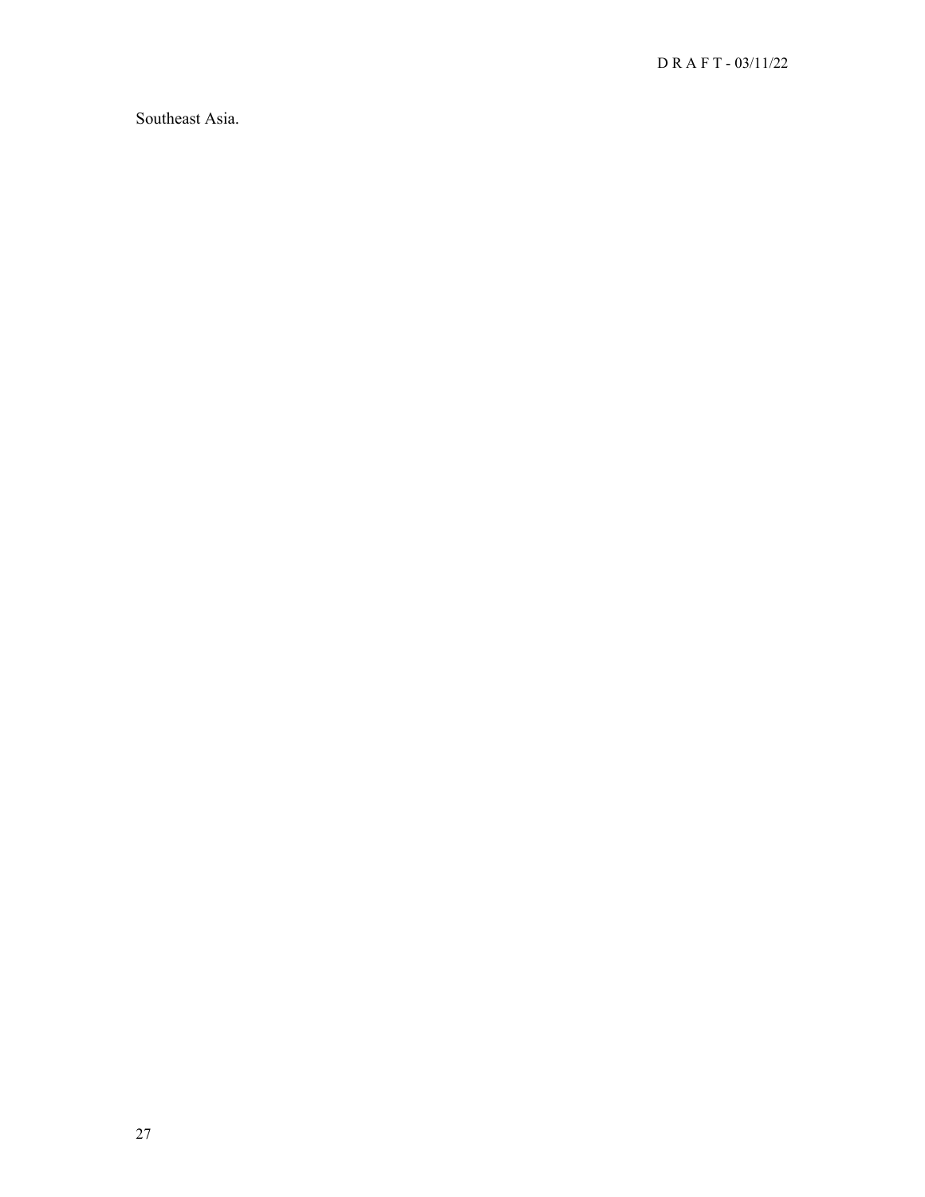Southeast Asia.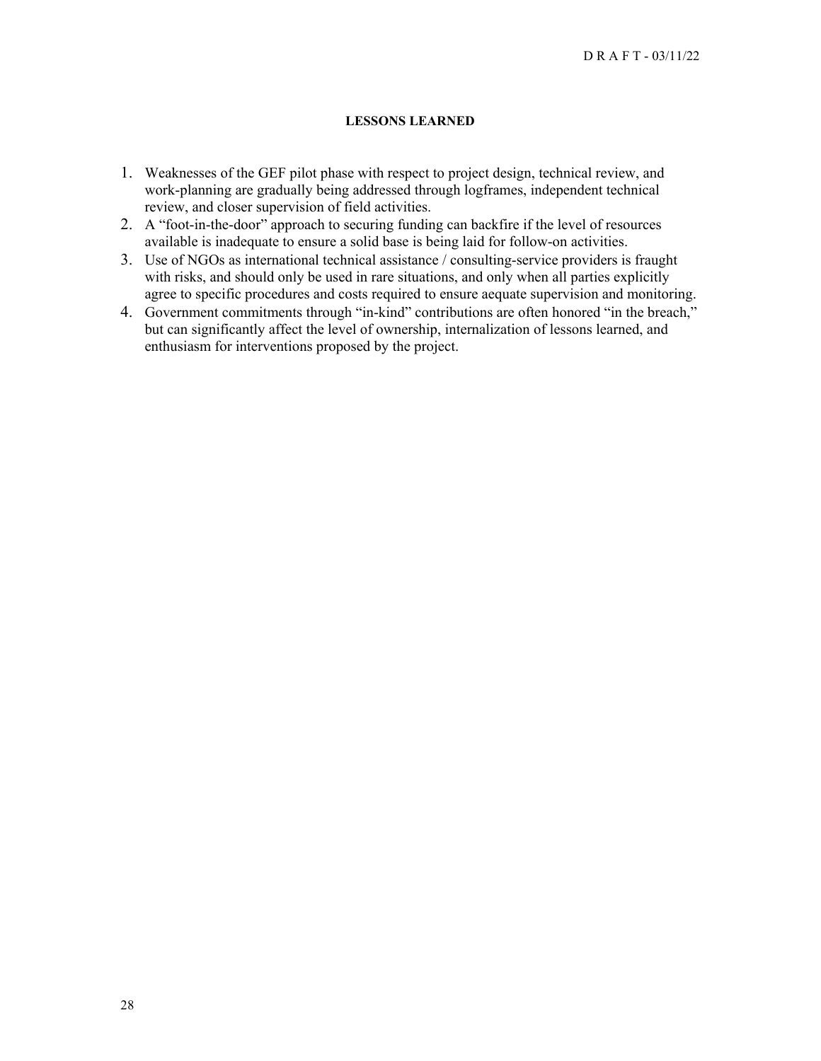## LESSONS LEARNED

1. Weaknesses of the GEF pilot phase with respect to project design, technical review, and work-planning are gradually being addressed through logframes, independent technical review, and closer supervision of field activities.
2. A "foot-in-the-door" approach to securing funding can backfire if the level of resources available is inadequate to ensure a solid base is being laid for follow-on activities.
3. Use of NGOs as international technical assistance / consulting-service providers is fraught with risks, and should only be used in rare situations, and only when all parties explicitly agree to specific procedures and costs required to ensure aequate supervision and monitoring.
4. Government commitments through "in-kind" contributions are often honored "in the breach," but can significantly affect the level of ownership, internalization of lessons learned, and enthusiasm for interventions proposed by the project.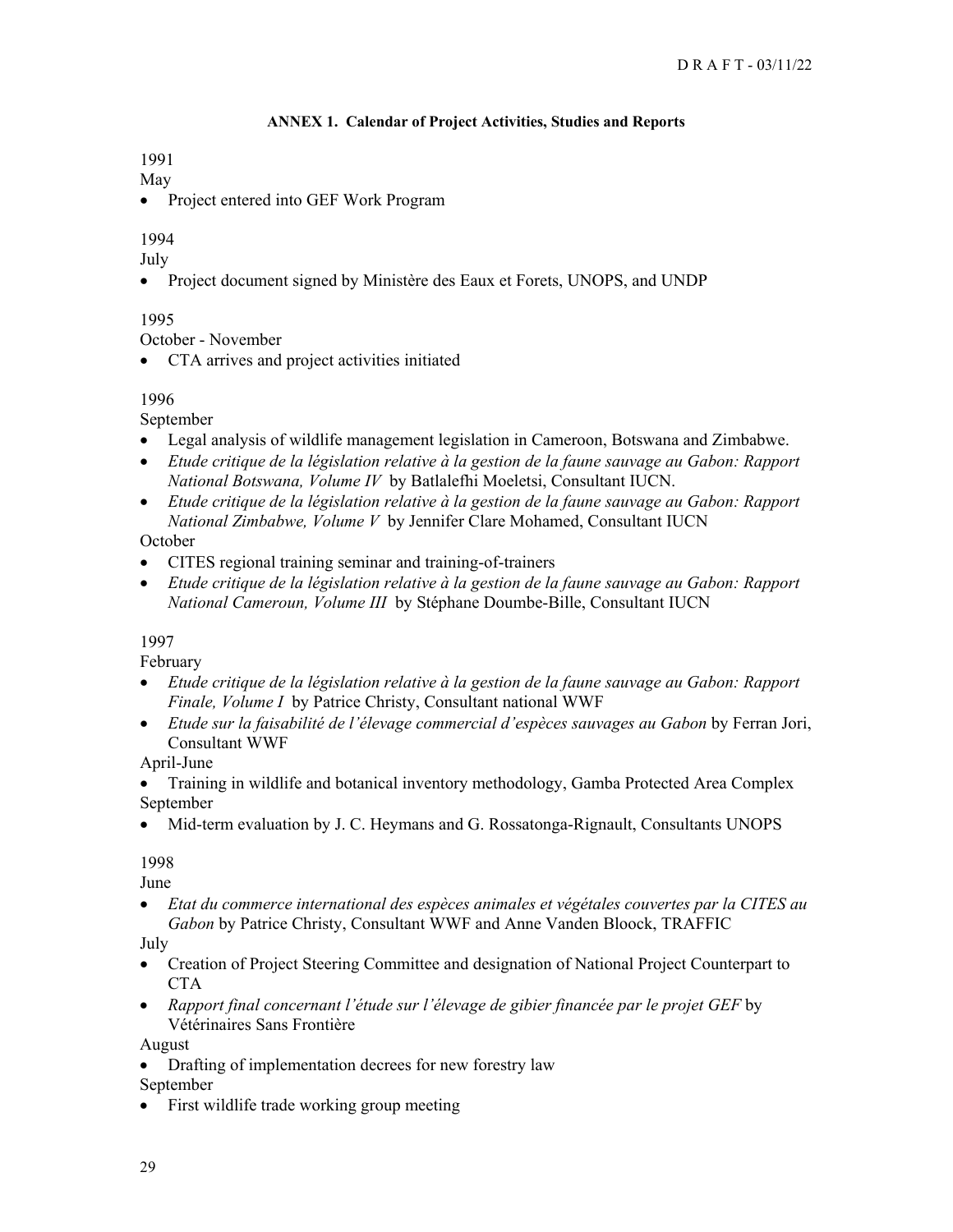### ANNEX 1. Calendar of Project Activities, Studies and Reports

1991

May

- Project entered into GEF Work Program

1994

July

- Project document signed by Ministère des Eaux et Forets, UNOPS, and UNDP

1995

October - November

- CTA arrives and project activities initiated

1996

September

- Legal analysis of wildlife management legislation in Cameroon, Botswana and Zimbabwe.
- *Etude critique de la législation relative à la gestion de la faune sauvage au Gabon: Rapport National Botswana, Volume IV* by Batlalefhi Moeletsi, Consultant IUCN.
- *Etude critique de la législation relative à la gestion de la faune sauvage au Gabon: Rapport National Zimbabwe, Volume V* by Jennifer Clare Mohamed, Consultant IUCN

October

- CITES regional training seminar and training-of-trainers
- *Etude critique de la législation relative à la gestion de la faune sauvage au Gabon: Rapport National Cameroun, Volume III* by Stéphane Doumbe-Bille, Consultant IUCN

1997

February

- *Etude critique de la législation relative à la gestion de la faune sauvage au Gabon: Rapport Finale, Volume I* by Patrice Christy, Consultant national WWF
- *Etude sur la faisabilité de l'élevage commercial d'espèces sauvages au Gabon* by Ferran Jori, Consultant WWF

April-June

- Training in wildlife and botanical inventory methodology, Gamba Protected Area Complex

September

- Mid-term evaluation by J. C. Heymans and G. Rossatonga-Rignault, Consultants UNOPS

1998

June

- *Etat du commerce international des espèces animales et végétales couvertes par la CITES au Gabon* by Patrice Christy, Consultant WWF and Anne Vanden Bloock, TRAFFIC

July

- Creation of Project Steering Committee and designation of National Project Counterpart to CTA
- *Rapport final concernant l'étude sur l'élevage de gibier financée par le projet GEF* by Vétérinaires Sans Frontière

August

- Drafting of implementation decrees for new forestry law

September

- First wildlife trade working group meeting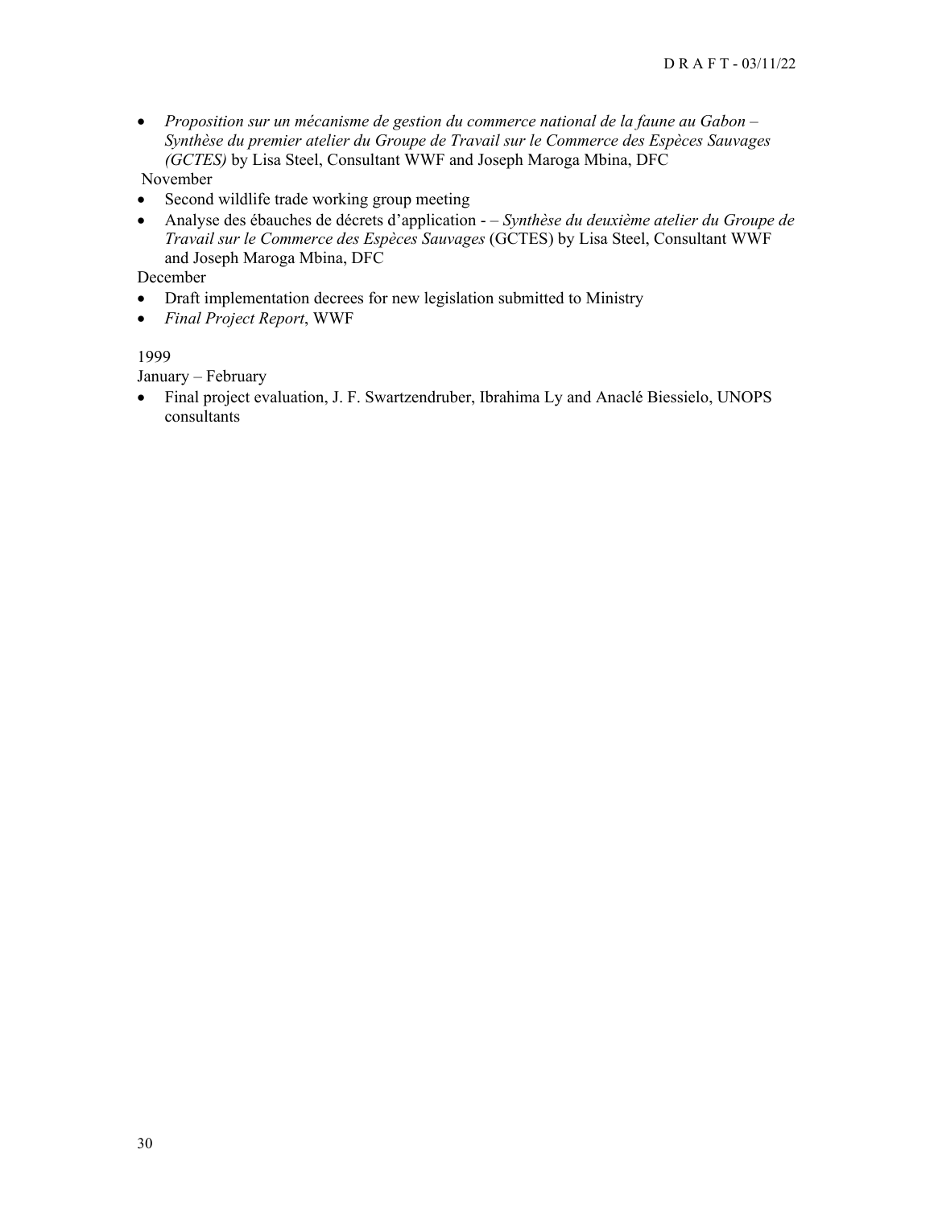- *Proposition sur un mécanisme de gestion du commerce national de la faune au Gabon – Synthèse du premier atelier du Groupe de Travail sur le Commerce des Espèces Sauvages (GCTES)* by Lisa Steel, Consultant WWF and Joseph Maroga Mbina, DFC

November

- Second wildlife trade working group meeting
- Analyse des ébauches de décrets d'application - – *Synthèse du deuxième atelier du Groupe de Travail sur le Commerce des Espèces Sauvages* (GCTES) by Lisa Steel, Consultant WWF and Joseph Maroga Mbina, DFC

December

- Draft implementation decrees for new legislation submitted to Ministry
- *Final Project Report*, WWF

1999

January – February

- Final project evaluation, J. F. Swartzendruber, Ibrahima Ly and Anaclé Biessielo, UNOPS consultants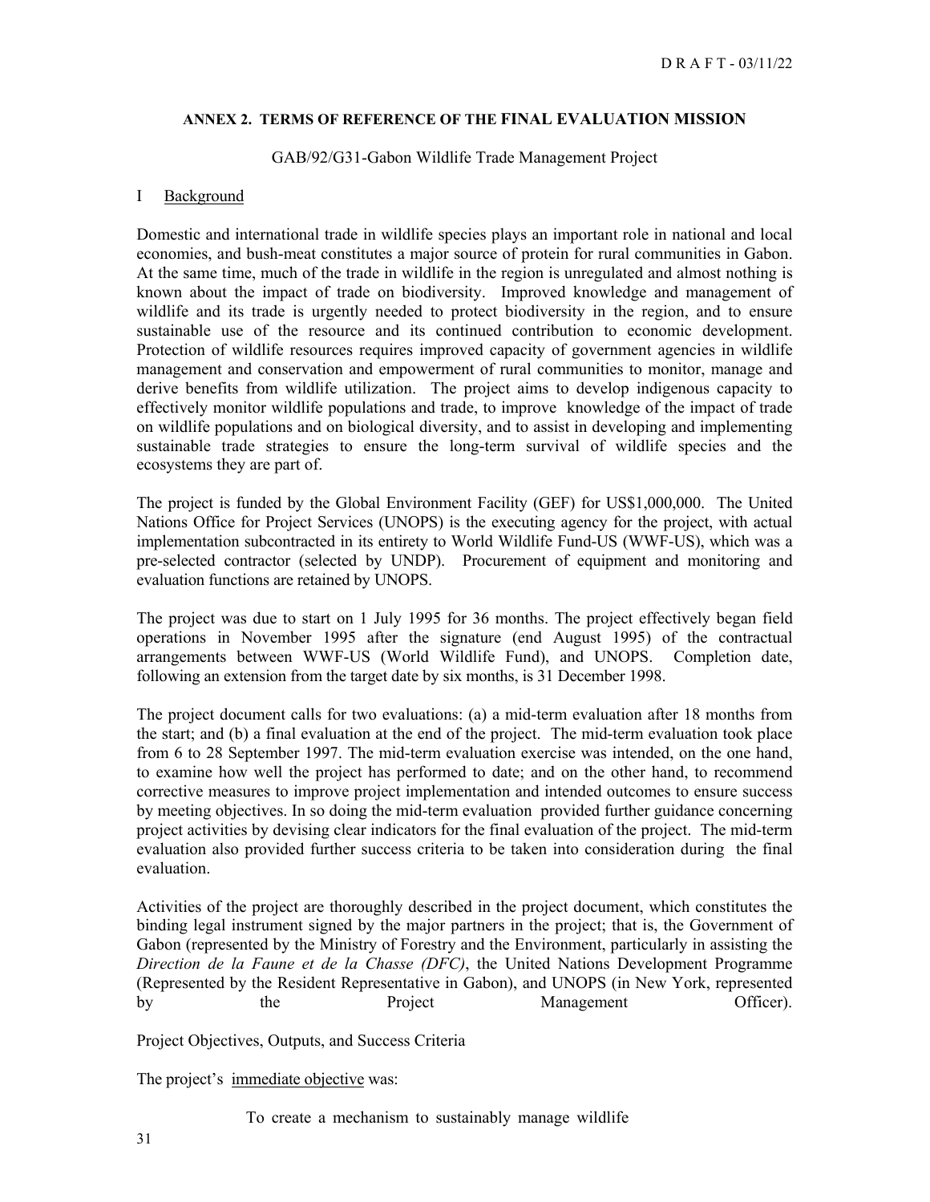## ANNEX 2. TERMS OF REFERENCE OF THE FINAL EVALUATION MISSION

GAB/92/G31-Gabon Wildlife Trade Management Project

### I Background

Domestic and international trade in wildlife species plays an important role in national and local economies, and bush-meat constitutes a major source of protein for rural communities in Gabon. At the same time, much of the trade in wildlife in the region is unregulated and almost nothing is known about the impact of trade on biodiversity. Improved knowledge and management of wildlife and its trade is urgently needed to protect biodiversity in the region, and to ensure sustainable use of the resource and its continued contribution to economic development. Protection of wildlife resources requires improved capacity of government agencies in wildlife management and conservation and empowerment of rural communities to monitor, manage and derive benefits from wildlife utilization. The project aims to develop indigenous capacity to effectively monitor wildlife populations and trade, to improve knowledge of the impact of trade on wildlife populations and on biological diversity, and to assist in developing and implementing sustainable trade strategies to ensure the long-term survival of wildlife species and the ecosystems they are part of.

The project is funded by the Global Environment Facility (GEF) for US$1,000,000. The United Nations Office for Project Services (UNOPS) is the executing agency for the project, with actual implementation subcontracted in its entirety to World Wildlife Fund-US (WWF-US), which was a pre-selected contractor (selected by UNDP). Procurement of equipment and monitoring and evaluation functions are retained by UNOPS.

The project was due to start on 1 July 1995 for 36 months. The project effectively began field operations in November 1995 after the signature (end August 1995) of the contractual arrangements between WWF-US (World Wildlife Fund), and UNOPS. Completion date, following an extension from the target date by six months, is 31 December 1998.

The project document calls for two evaluations: (a) a mid-term evaluation after 18 months from the start; and (b) a final evaluation at the end of the project. The mid-term evaluation took place from 6 to 28 September 1997. The mid-term evaluation exercise was intended, on the one hand, to examine how well the project has performed to date; and on the other hand, to recommend corrective measures to improve project implementation and intended outcomes to ensure success by meeting objectives. In so doing the mid-term evaluation provided further guidance concerning project activities by devising clear indicators for the final evaluation of the project. The mid-term evaluation also provided further success criteria to be taken into consideration during the final evaluation.

Activities of the project are thoroughly described in the project document, which constitutes the binding legal instrument signed by the major partners in the project; that is, the Government of Gabon (represented by the Ministry of Forestry and the Environment, particularly in assisting the *Direction de la Faune et de la Chasse (DFC)*, the United Nations Development Programme (Represented by the Resident Representative in Gabon), and UNOPS (in New York, represented by the Project Management Officer).

Project Objectives, Outputs, and Success Criteria

The project's immediate objective was:

To create a mechanism to sustainably manage wildlife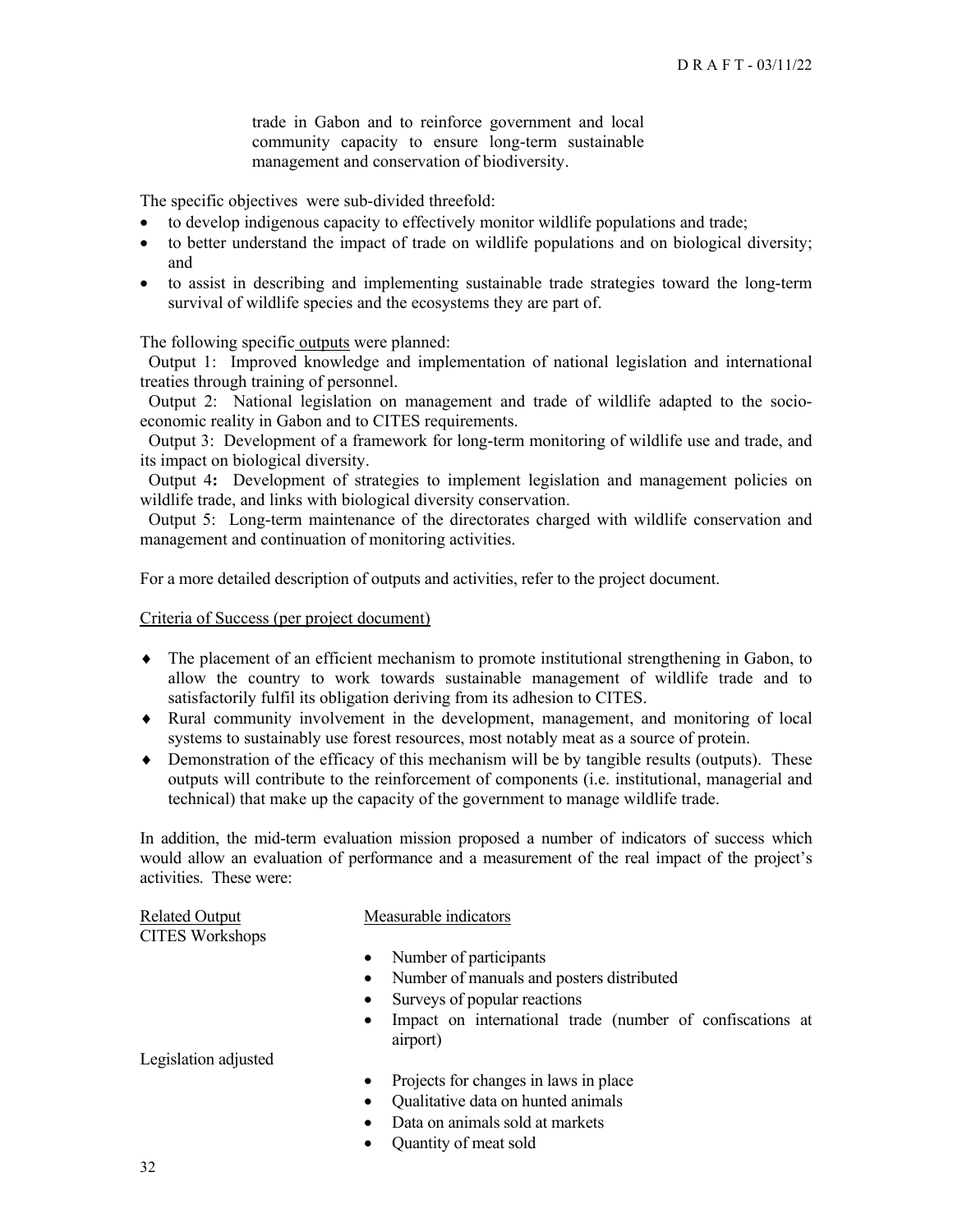trade in Gabon and to reinforce government and local community capacity to ensure long-term sustainable management and conservation of biodiversity.

The specific objectives were sub-divided threefold:

- to develop indigenous capacity to effectively monitor wildlife populations and trade;
- to better understand the impact of trade on wildlife populations and on biological diversity; and
- to assist in describing and implementing sustainable trade strategies toward the long-term survival of wildlife species and the ecosystems they are part of.

The following specific outputs were planned:

Output 1: Improved knowledge and implementation of national legislation and international treaties through training of personnel.

Output 2: National legislation on management and trade of wildlife adapted to the socio-economic reality in Gabon and to CITES requirements.

Output 3: Development of a framework for long-term monitoring of wildlife use and trade, and its impact on biological diversity.

Output 4**:** Development of strategies to implement legislation and management policies on wildlife trade, and links with biological diversity conservation.

Output 5: Long-term maintenance of the directorates charged with wildlife conservation and management and continuation of monitoring activities.

For a more detailed description of outputs and activities, refer to the project document.

Criteria of Success (per project document)

- ♦ The placement of an efficient mechanism to promote institutional strengthening in Gabon, to allow the country to work towards sustainable management of wildlife trade and to satisfactorily fulfil its obligation deriving from its adhesion to CITES.
- ♦ Rural community involvement in the development, management, and monitoring of local systems to sustainably use forest resources, most notably meat as a source of protein.
- ♦ Demonstration of the efficacy of this mechanism will be by tangible results (outputs). These outputs will contribute to the reinforcement of components (i.e. institutional, managerial and technical) that make up the capacity of the government to manage wildlife trade.

In addition, the mid-term evaluation mission proposed a number of indicators of success which would allow an evaluation of performance and a measurement of the real impact of the project's activities. These were:

| Related Output | Measurable indicators |
|---|---|
| CITES Workshops | • Number of participants<br>• Number of manuals and posters distributed<br>• Surveys of popular reactions<br>• Impact on international trade (number of confiscations at airport) |
| Legislation adjusted | • Projects for changes in laws in place<br>• Qualitative data on hunted animals<br>• Data on animals sold at markets<br>• Quantity of meat sold |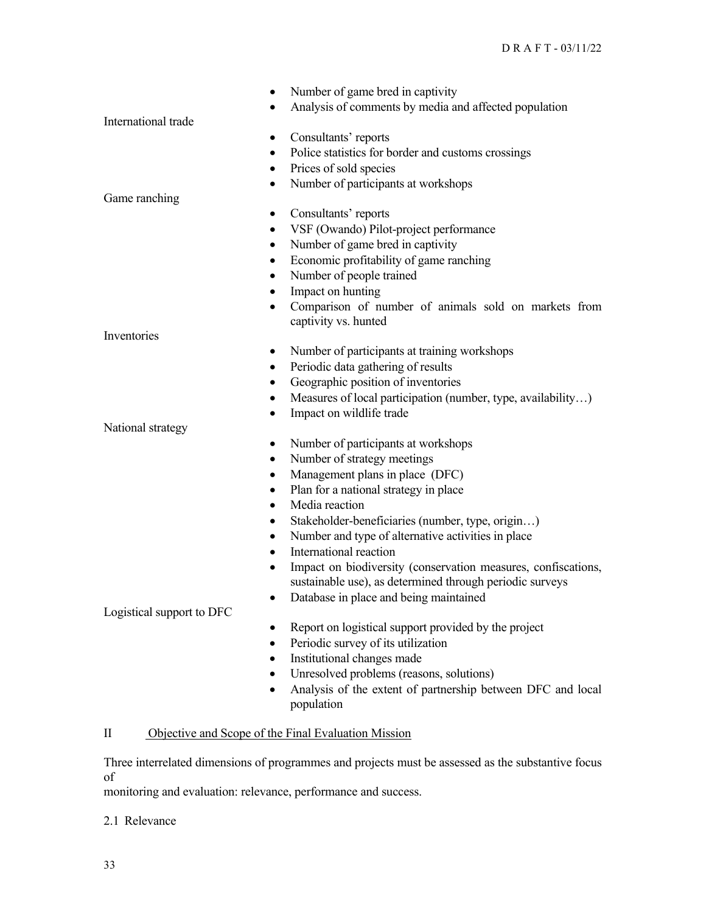- Number of game bred in captivity
- Analysis of comments by media and affected population

International trade

- Consultants' reports
- Police statistics for border and customs crossings
- Prices of sold species
- Number of participants at workshops

Game ranching

- Consultants' reports
- VSF (Owando) Pilot-project performance
- Number of game bred in captivity
- Economic profitability of game ranching
- Number of people trained
- Impact on hunting
- Comparison of number of animals sold on markets from captivity vs. hunted

Inventories

- Number of participants at training workshops
- Periodic data gathering of results
- Geographic position of inventories
- Measures of local participation (number, type, availability…)
- Impact on wildlife trade

National strategy

- Number of participants at workshops
- Number of strategy meetings
- Management plans in place (DFC)
- Plan for a national strategy in place
- Media reaction
- Stakeholder-beneficiaries (number, type, origin…)
- Number and type of alternative activities in place
- International reaction
- Impact on biodiversity (conservation measures, confiscations, sustainable use), as determined through periodic surveys
- Database in place and being maintained

Logistical support to DFC

- Report on logistical support provided by the project
- Periodic survey of its utilization
- Institutional changes made
- Unresolved problems (reasons, solutions)
- Analysis of the extent of partnership between DFC and local population

## II Objective and Scope of the Final Evaluation Mission

Three interrelated dimensions of programmes and projects must be assessed as the substantive focus of
monitoring and evaluation: relevance, performance and success.

### 2.1 Relevance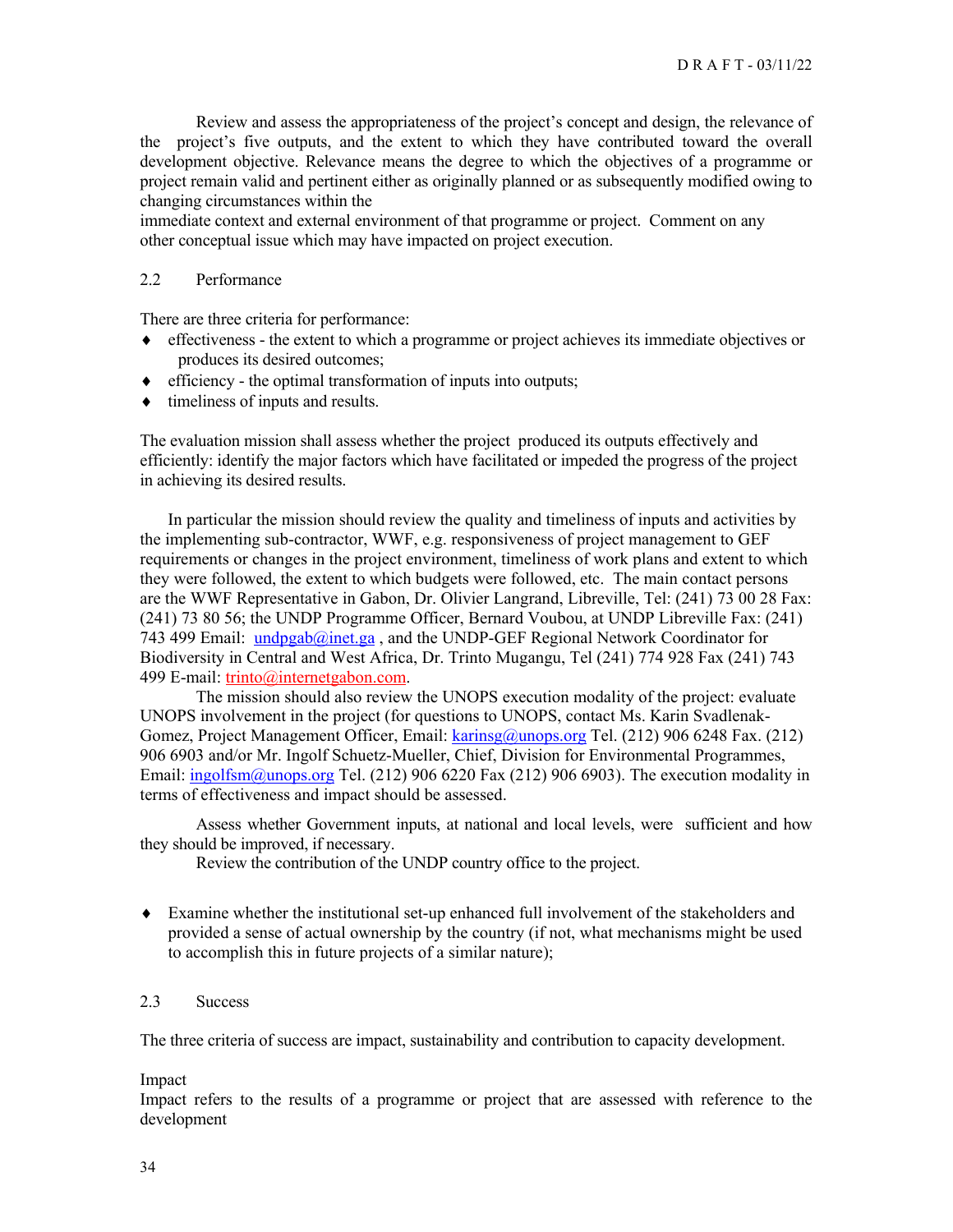Review and assess the appropriateness of the project's concept and design, the relevance of the project's five outputs, and the extent to which they have contributed toward the overall development objective. Relevance means the degree to which the objectives of a programme or project remain valid and pertinent either as originally planned or as subsequently modified owing to changing circumstances within the immediate context and external environment of that programme or project. Comment on any other conceptual issue which may have impacted on project execution.

## 2.2 Performance

There are three criteria for performance:

- effectiveness - the extent to which a programme or project achieves its immediate objectives or produces its desired outcomes;
- efficiency - the optimal transformation of inputs into outputs;
- timeliness of inputs and results.

The evaluation mission shall assess whether the project produced its outputs effectively and efficiently: identify the major factors which have facilitated or impeded the progress of the project in achieving its desired results.

In particular the mission should review the quality and timeliness of inputs and activities by the implementing sub-contractor, WWF, e.g. responsiveness of project management to GEF requirements or changes in the project environment, timeliness of work plans and extent to which they were followed, the extent to which budgets were followed, etc. The main contact persons are the WWF Representative in Gabon, Dr. Olivier Langrand, Libreville, Tel: (241) 73 00 28 Fax: (241) 73 80 56; the UNDP Programme Officer, Bernard Voubou, at UNDP Libreville Fax: (241) 743 499 Email: undpgab@inet.ga , and the UNDP-GEF Regional Network Coordinator for Biodiversity in Central and West Africa, Dr. Trinto Mugangu, Tel (241) 774 928 Fax (241) 743 499 E-mail: trinto@internetgabon.com.

The mission should also review the UNOPS execution modality of the project: evaluate UNOPS involvement in the project (for questions to UNOPS, contact Ms. Karin Svadlenak-Gomez, Project Management Officer, Email: karinsg@unops.org Tel. (212) 906 6248 Fax. (212) 906 6903 and/or Mr. Ingolf Schuetz-Mueller, Chief, Division for Environmental Programmes, Email: ingolfsm@unops.org Tel. (212) 906 6220 Fax (212) 906 6903). The execution modality in terms of effectiveness and impact should be assessed.

Assess whether Government inputs, at national and local levels, were sufficient and how they should be improved, if necessary.

Review the contribution of the UNDP country office to the project.

- Examine whether the institutional set-up enhanced full involvement of the stakeholders and provided a sense of actual ownership by the country (if not, what mechanisms might be used to accomplish this in future projects of a similar nature);

## 2.3 Success

The three criteria of success are impact, sustainability and contribution to capacity development.

Impact

Impact refers to the results of a programme or project that are assessed with reference to the development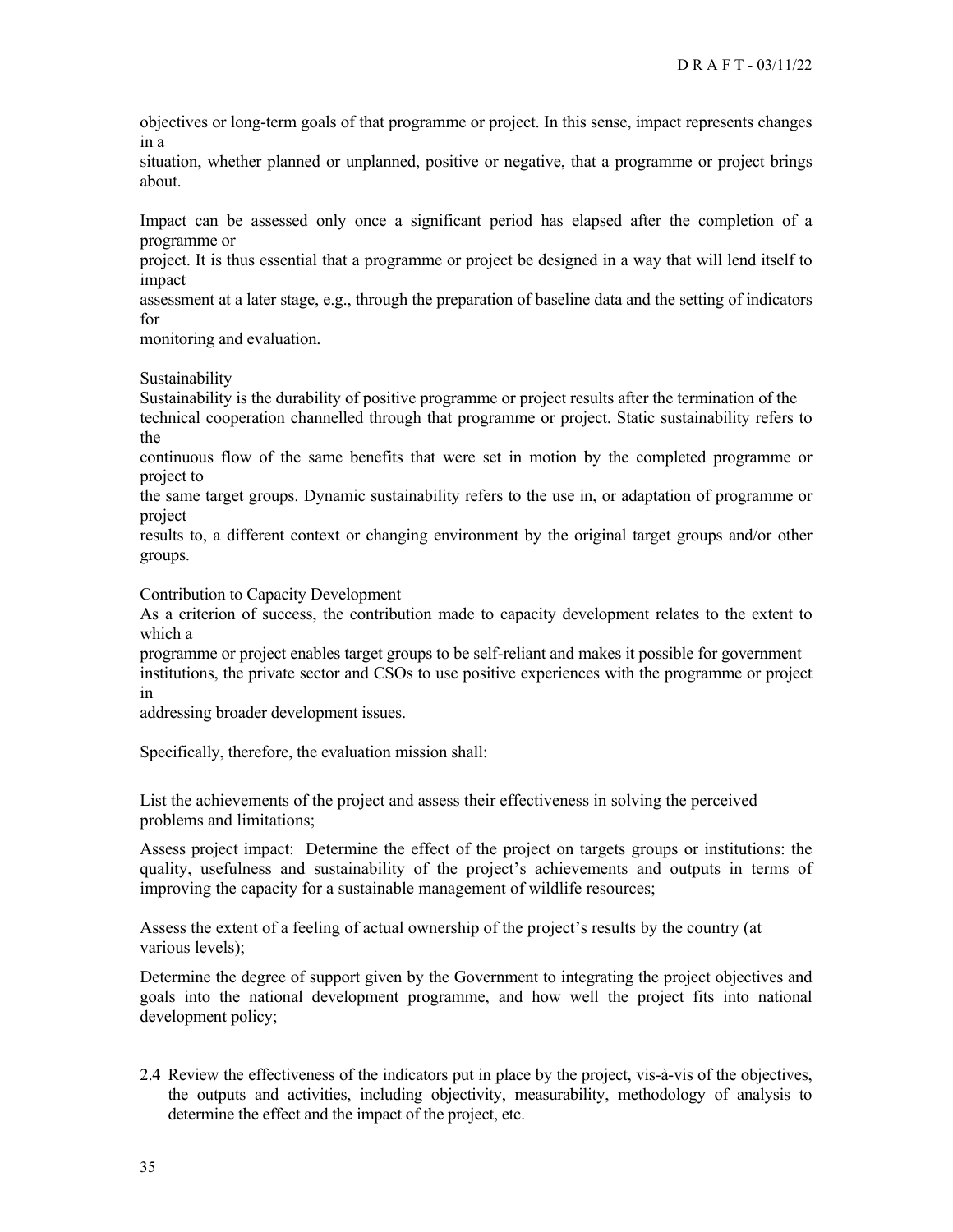objectives or long-term goals of that programme or project. In this sense, impact represents changes in a situation, whether planned or unplanned, positive or negative, that a programme or project brings about.

Impact can be assessed only once a significant period has elapsed after the completion of a programme or project. It is thus essential that a programme or project be designed in a way that will lend itself to impact assessment at a later stage, e.g., through the preparation of baseline data and the setting of indicators for monitoring and evaluation.

Sustainability

Sustainability is the durability of positive programme or project results after the termination of the technical cooperation channelled through that programme or project. Static sustainability refers to the continuous flow of the same benefits that were set in motion by the completed programme or project to the same target groups. Dynamic sustainability refers to the use in, or adaptation of programme or project results to, a different context or changing environment by the original target groups and/or other groups.

Contribution to Capacity Development

As a criterion of success, the contribution made to capacity development relates to the extent to which a programme or project enables target groups to be self-reliant and makes it possible for government institutions, the private sector and CSOs to use positive experiences with the programme or project in addressing broader development issues.

Specifically, therefore, the evaluation mission shall:

List the achievements of the project and assess their effectiveness in solving the perceived problems and limitations;

Assess project impact: Determine the effect of the project on targets groups or institutions: the quality, usefulness and sustainability of the project's achievements and outputs in terms of improving the capacity for a sustainable management of wildlife resources;

Assess the extent of a feeling of actual ownership of the project's results by the country (at various levels);

Determine the degree of support given by the Government to integrating the project objectives and goals into the national development programme, and how well the project fits into national development policy;

2.4 Review the effectiveness of the indicators put in place by the project, vis-à-vis of the objectives, the outputs and activities, including objectivity, measurability, methodology of analysis to determine the effect and the impact of the project, etc.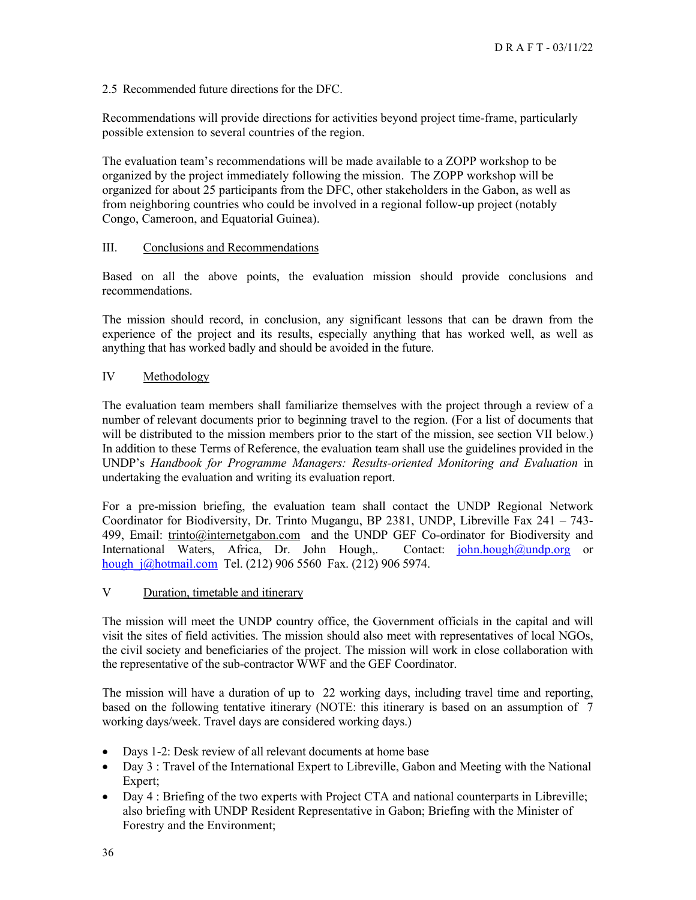2.5 Recommended future directions for the DFC.

Recommendations will provide directions for activities beyond project time-frame, particularly possible extension to several countries of the region.

The evaluation team's recommendations will be made available to a ZOPP workshop to be organized by the project immediately following the mission. The ZOPP workshop will be organized for about 25 participants from the DFC, other stakeholders in the Gabon, as well as from neighboring countries who could be involved in a regional follow-up project (notably Congo, Cameroon, and Equatorial Guinea).

## III. Conclusions and Recommendations

Based on all the above points, the evaluation mission should provide conclusions and recommendations.

The mission should record, in conclusion, any significant lessons that can be drawn from the experience of the project and its results, especially anything that has worked well, as well as anything that has worked badly and should be avoided in the future.

## IV Methodology

The evaluation team members shall familiarize themselves with the project through a review of a number of relevant documents prior to beginning travel to the region. (For a list of documents that will be distributed to the mission members prior to the start of the mission, see section VII below.) In addition to these Terms of Reference, the evaluation team shall use the guidelines provided in the UNDP's *Handbook for Programme Managers: Results-oriented Monitoring and Evaluation* in undertaking the evaluation and writing its evaluation report.

For a pre-mission briefing, the evaluation team shall contact the UNDP Regional Network Coordinator for Biodiversity, Dr. Trinto Mugangu, BP 2381, UNDP, Libreville Fax 241 – 743-499, Email: trinto@internetgabon.com and the UNDP GEF Co-ordinator for Biodiversity and International Waters, Africa, Dr. John Hough,. Contact: john.hough@undp.org or hough_j@hotmail.com Tel. (212) 906 5560 Fax. (212) 906 5974.

## V Duration, timetable and itinerary

The mission will meet the UNDP country office, the Government officials in the capital and will visit the sites of field activities. The mission should also meet with representatives of local NGOs, the civil society and beneficiaries of the project. The mission will work in close collaboration with the representative of the sub-contractor WWF and the GEF Coordinator.

The mission will have a duration of up to 22 working days, including travel time and reporting, based on the following tentative itinerary (NOTE: this itinerary is based on an assumption of 7 working days/week. Travel days are considered working days.)

- Days 1-2: Desk review of all relevant documents at home base
- Day 3 : Travel of the International Expert to Libreville, Gabon and Meeting with the National Expert;
- Day 4 : Briefing of the two experts with Project CTA and national counterparts in Libreville; also briefing with UNDP Resident Representative in Gabon; Briefing with the Minister of Forestry and the Environment;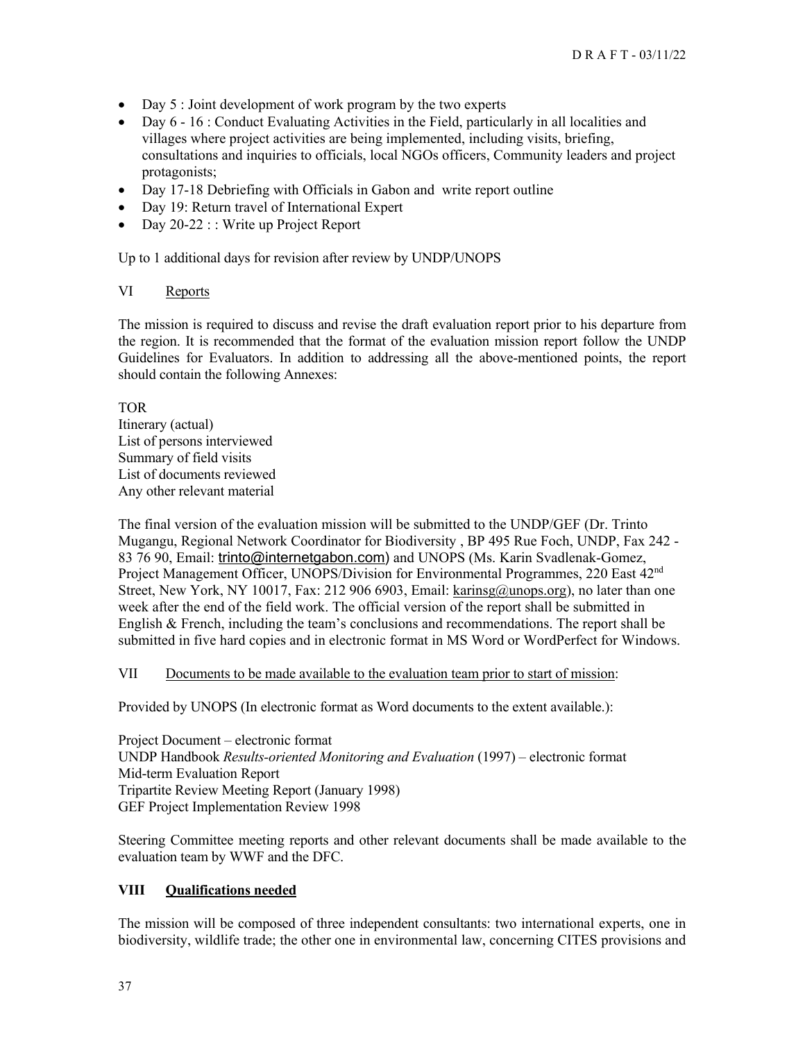- Day 5 : Joint development of work program by the two experts
- Day 6 - 16 : Conduct Evaluating Activities in the Field, particularly in all localities and villages where project activities are being implemented, including visits, briefing, consultations and inquiries to officials, local NGOs officers, Community leaders and project protagonists;
- Day 17-18 Debriefing with Officials in Gabon and write report outline
- Day 19: Return travel of International Expert
- Day 20-22 : : Write up Project Report

Up to 1 additional days for revision after review by UNDP/UNOPS

## VI Reports

The mission is required to discuss and revise the draft evaluation report prior to his departure from the region. It is recommended that the format of the evaluation mission report follow the UNDP Guidelines for Evaluators. In addition to addressing all the above-mentioned points, the report should contain the following Annexes:

TOR
Itinerary (actual)
List of persons interviewed
Summary of field visits
List of documents reviewed
Any other relevant material

The final version of the evaluation mission will be submitted to the UNDP/GEF (Dr. Trinto Mugangu, Regional Network Coordinator for Biodiversity , BP 495 Rue Foch, UNDP, Fax 242 - 83 76 90, Email: trinto@internetgabon.com) and UNOPS (Ms. Karin Svadlenak-Gomez, Project Management Officer, UNOPS/Division for Environmental Programmes, 220 East 42nd Street, New York, NY 10017, Fax: 212 906 6903, Email: karinsg@unops.org), no later than one week after the end of the field work. The official version of the report shall be submitted in English & French, including the team's conclusions and recommendations. The report shall be submitted in five hard copies and in electronic format in MS Word or WordPerfect for Windows.

## VII Documents to be made available to the evaluation team prior to start of mission:

Provided by UNOPS (In electronic format as Word documents to the extent available.):

Project Document – electronic format
UNDP Handbook *Results-oriented Monitoring and Evaluation* (1997) – electronic format
Mid-term Evaluation Report
Tripartite Review Meeting Report (January 1998)
GEF Project Implementation Review 1998

Steering Committee meeting reports and other relevant documents shall be made available to the evaluation team by WWF and the DFC.

## VIII Qualifications needed

The mission will be composed of three independent consultants: two international experts, one in biodiversity, wildlife trade; the other one in environmental law, concerning CITES provisions and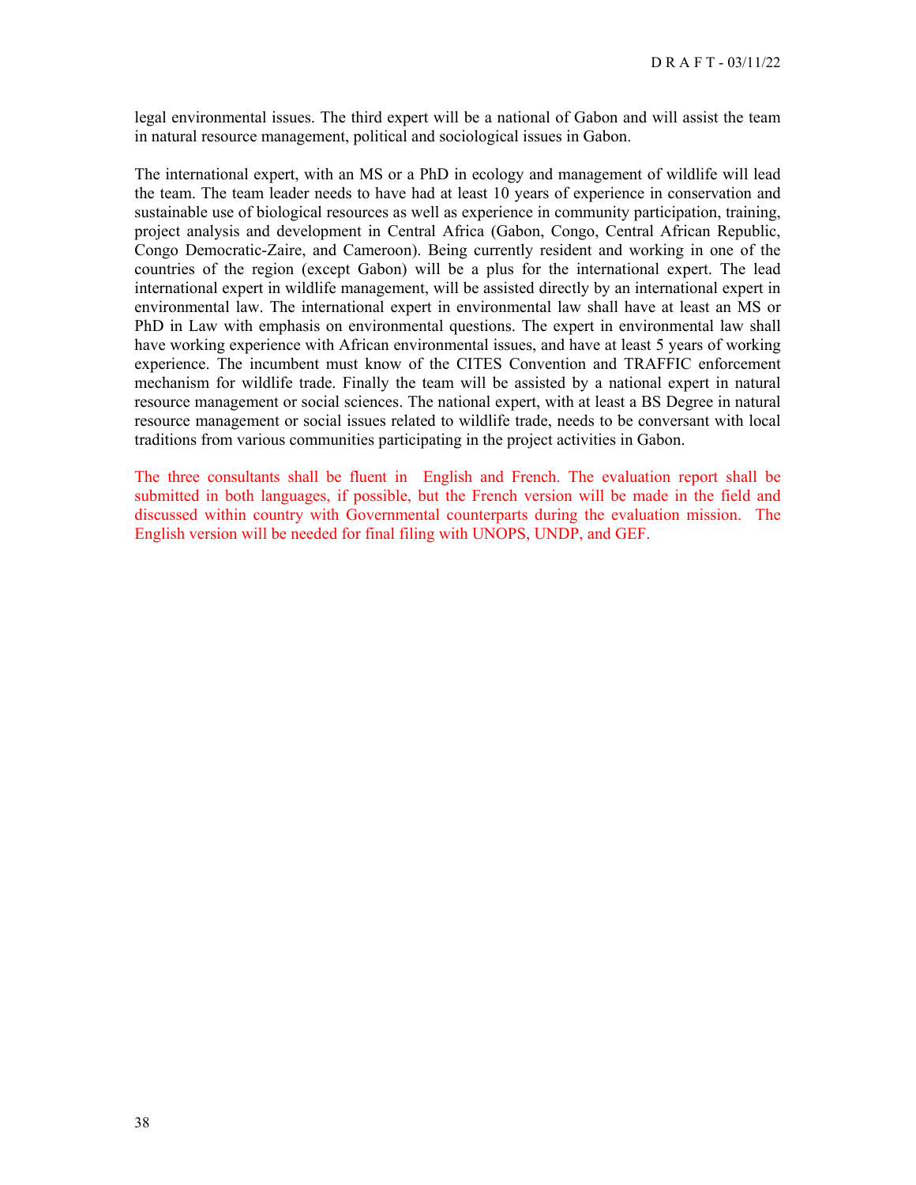legal environmental issues. The third expert will be a national of Gabon and will assist the team in natural resource management, political and sociological issues in Gabon.

The international expert, with an MS or a PhD in ecology and management of wildlife will lead the team. The team leader needs to have had at least 10 years of experience in conservation and sustainable use of biological resources as well as experience in community participation, training, project analysis and development in Central Africa (Gabon, Congo, Central African Republic, Congo Democratic-Zaire, and Cameroon). Being currently resident and working in one of the countries of the region (except Gabon) will be a plus for the international expert. The lead international expert in wildlife management, will be assisted directly by an international expert in environmental law. The international expert in environmental law shall have at least an MS or PhD in Law with emphasis on environmental questions. The expert in environmental law shall have working experience with African environmental issues, and have at least 5 years of working experience. The incumbent must know of the CITES Convention and TRAFFIC enforcement mechanism for wildlife trade. Finally the team will be assisted by a national expert in natural resource management or social sciences. The national expert, with at least a BS Degree in natural resource management or social issues related to wildlife trade, needs to be conversant with local traditions from various communities participating in the project activities in Gabon.

The three consultants shall be fluent in English and French. The evaluation report shall be submitted in both languages, if possible, but the French version will be made in the field and discussed within country with Governmental counterparts during the evaluation mission. The English version will be needed for final filing with UNOPS, UNDP, and GEF.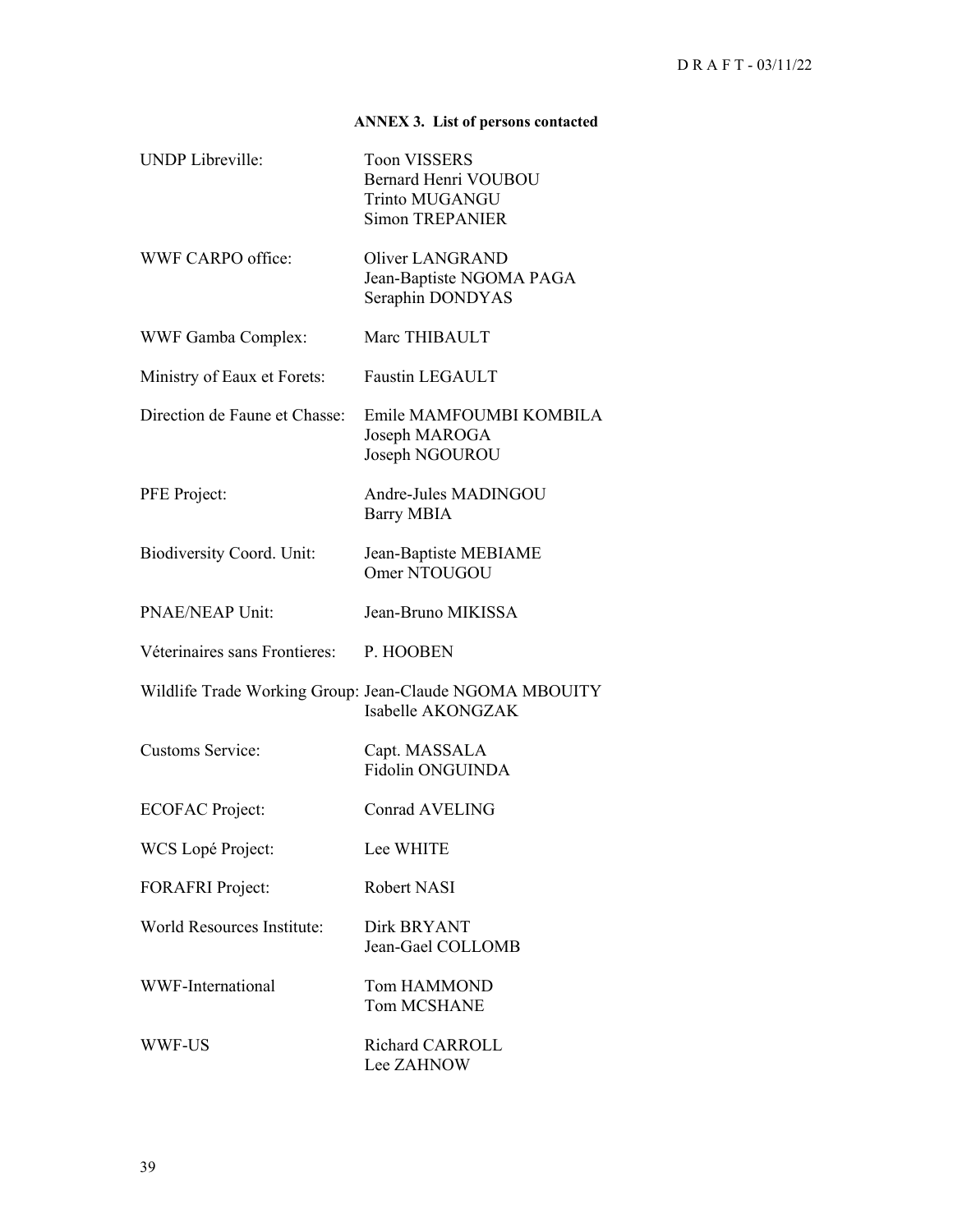**ANNEX 3. List of persons contacted**

| | |
|---|---|
| UNDP Libreville: | Toon VISSERS<br>Bernard Henri VOUBOU<br>Trinto MUGANGU<br>Simon TREPANIER |
| WWF CARPO office: | Oliver LANGRAND<br>Jean-Baptiste NGOMA PAGA<br>Seraphin DONDYAS |
| WWF Gamba Complex: | Marc THIBAULT |
| Ministry of Eaux et Forets: | Faustin LEGAULT |
| Direction de Faune et Chasse: | Emile MAMFOUMBI KOMBILA<br>Joseph MAROGA<br>Joseph NGOUROU |
| PFE Project: | Andre-Jules MADINGOU<br>Barry MBIA |
| Biodiversity Coord. Unit: | Jean-Baptiste MEBIAME<br>Omer NTOUGOU |
| PNAE/NEAP Unit: | Jean-Bruno MIKISSA |
| Véterinaires sans Frontieres: | P. HOOBEN |
| Wildlife Trade Working Group: | Jean-Claude NGOMA MBOUITY<br>Isabelle AKONGZAK |
| Customs Service: | Capt. MASSALA<br>Fidolin ONGUINDA |
| ECOFAC Project: | Conrad AVELING |
| WCS Lopé Project: | Lee WHITE |
| FORAFRI Project: | Robert NASI |
| World Resources Institute: | Dirk BRYANT<br>Jean-Gael COLLOMB |
| WWF-International | Tom HAMMOND<br>Tom MCSHANE |
| WWF-US | Richard CARROLL<br>Lee ZAHNOW |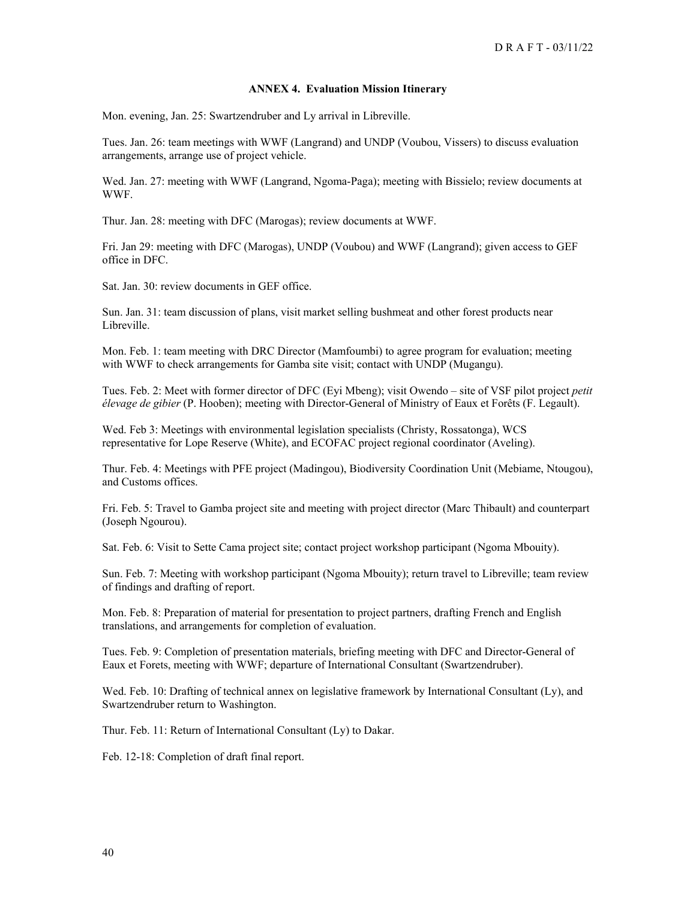**ANNEX 4. Evaluation Mission Itinerary**

Mon. evening, Jan. 25: Swartzendruber and Ly arrival in Libreville.

Tues. Jan. 26: team meetings with WWF (Langrand) and UNDP (Voubou, Vissers) to discuss evaluation arrangements, arrange use of project vehicle.

Wed. Jan. 27: meeting with WWF (Langrand, Ngoma-Paga); meeting with Bissielo; review documents at WWF.

Thur. Jan. 28: meeting with DFC (Marogas); review documents at WWF.

Fri. Jan 29: meeting with DFC (Marogas), UNDP (Voubou) and WWF (Langrand); given access to GEF office in DFC.

Sat. Jan. 30: review documents in GEF office.

Sun. Jan. 31: team discussion of plans, visit market selling bushmeat and other forest products near Libreville.

Mon. Feb. 1: team meeting with DRC Director (Mamfoumbi) to agree program for evaluation; meeting with WWF to check arrangements for Gamba site visit; contact with UNDP (Mugangu).

Tues. Feb. 2: Meet with former director of DFC (Eyi Mbeng); visit Owendo – site of VSF pilot project *petit élevage de gibier* (P. Hooben); meeting with Director-General of Ministry of Eaux et Forêts (F. Legault).

Wed. Feb 3: Meetings with environmental legislation specialists (Christy, Rossatonga), WCS representative for Lope Reserve (White), and ECOFAC project regional coordinator (Aveling).

Thur. Feb. 4: Meetings with PFE project (Madingou), Biodiversity Coordination Unit (Mebiame, Ntougou), and Customs offices.

Fri. Feb. 5: Travel to Gamba project site and meeting with project director (Marc Thibault) and counterpart (Joseph Ngourou).

Sat. Feb. 6: Visit to Sette Cama project site; contact project workshop participant (Ngoma Mbouity).

Sun. Feb. 7: Meeting with workshop participant (Ngoma Mbouity); return travel to Libreville; team review of findings and drafting of report.

Mon. Feb. 8: Preparation of material for presentation to project partners, drafting French and English translations, and arrangements for completion of evaluation.

Tues. Feb. 9: Completion of presentation materials, briefing meeting with DFC and Director-General of Eaux et Forets, meeting with WWF; departure of International Consultant (Swartzendruber).

Wed. Feb. 10: Drafting of technical annex on legislative framework by International Consultant (Ly), and Swartzendruber return to Washington.

Thur. Feb. 11: Return of International Consultant (Ly) to Dakar.

Feb. 12-18: Completion of draft final report.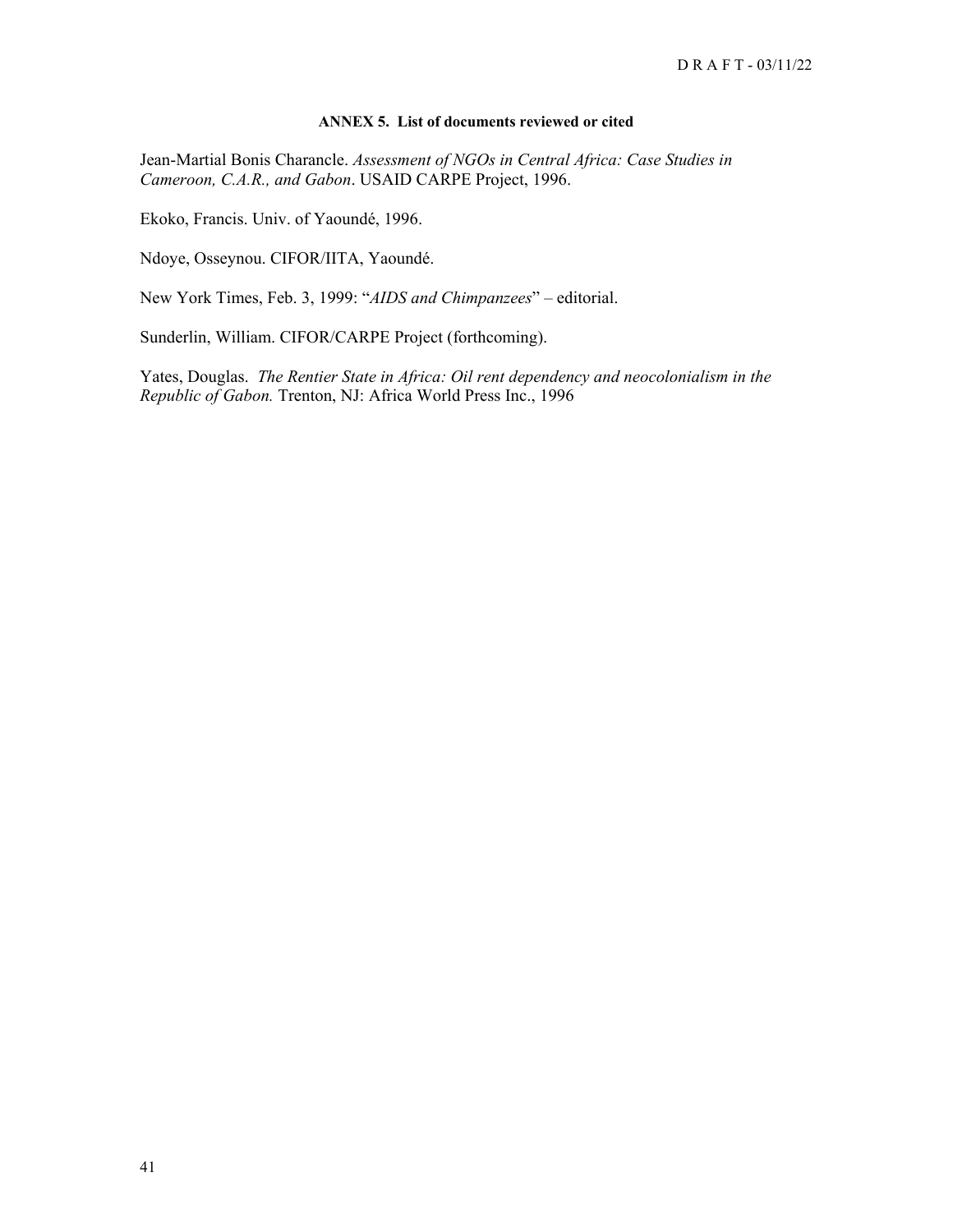**ANNEX 5. List of documents reviewed or cited**

Jean-Martial Bonis Charancle. *Assessment of NGOs in Central Africa: Case Studies in Cameroon, C.A.R., and Gabon*. USAID CARPE Project, 1996.

Ekoko, Francis. Univ. of Yaoundé, 1996.

Ndoye, Osseynou. CIFOR/IITA, Yaoundé.

New York Times, Feb. 3, 1999: "*AIDS and Chimpanzees*" – editorial.

Sunderlin, William. CIFOR/CARPE Project (forthcoming).

Yates, Douglas. *The Rentier State in Africa: Oil rent dependency and neocolonialism in the Republic of Gabon.* Trenton, NJ: Africa World Press Inc., 1996